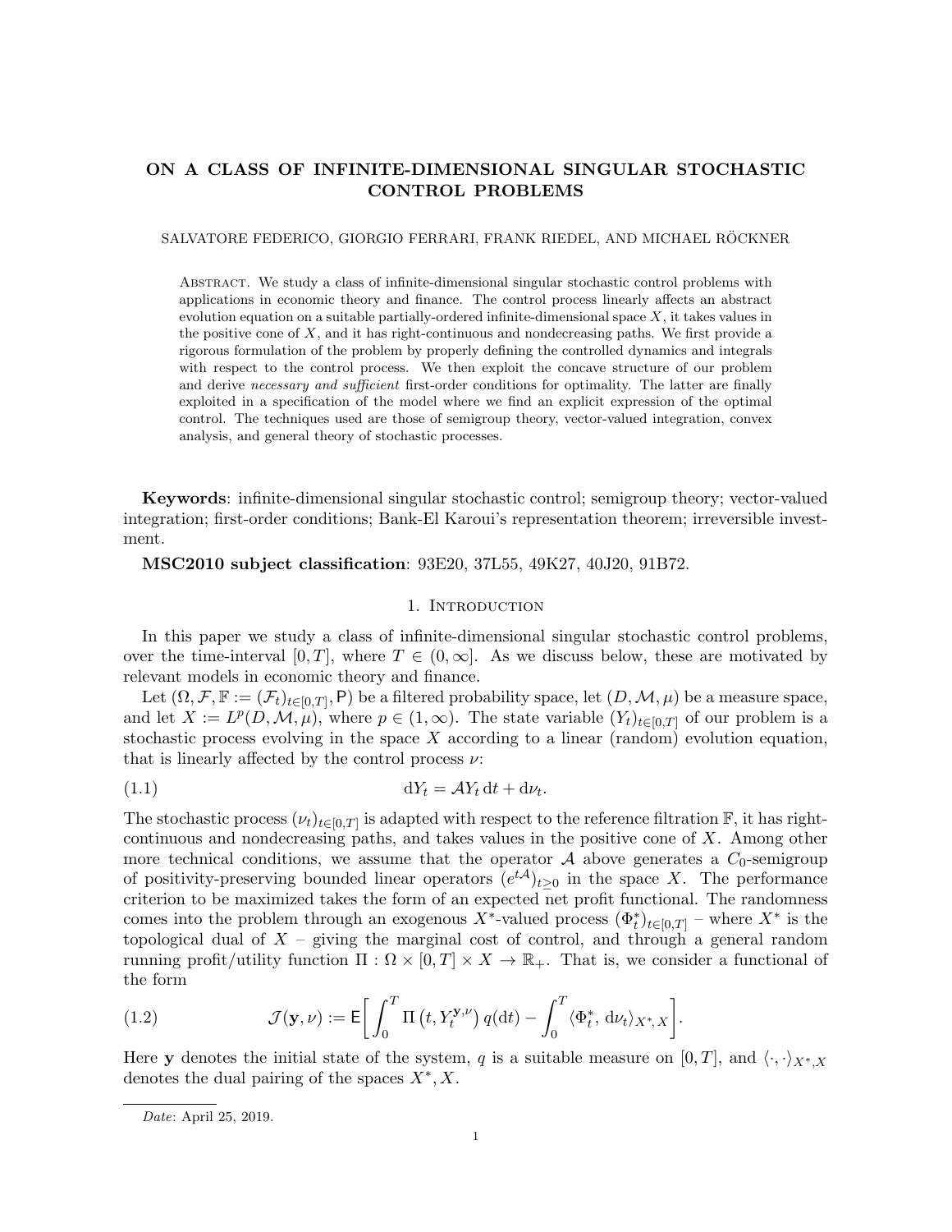# ON A CLASS OF INFINITE-DIMENSIONAL SINGULAR STOCHASTIC CONTROL PROBLEMS

SALVATORE FEDERICO, GIORGIO FERRARI, FRANK RIEDEL, AND MICHAEL RÖCKNER

Abstract. We study a class of infinite-dimensional singular stochastic control problems with applications in economic theory and finance. The control process linearly affects an abstract evolution equation on a suitable partially-ordered infinite-dimensional space $X$, it takes values in the positive cone of $X$, and it has right-continuous and nondecreasing paths. We first provide a rigorous formulation of the problem by properly defining the controlled dynamics and integrals with respect to the control process. We then exploit the concave structure of our problem and derive *necessary and sufficient* first-order conditions for optimality. The latter are finally exploited in a specification of the model where we find an explicit expression of the optimal control. The techniques used are those of semigroup theory, vector-valued integration, convex analysis, and general theory of stochastic processes.

**Keywords**: infinite-dimensional singular stochastic control; semigroup theory; vector-valued integration; first-order conditions; Bank-El Karoui's representation theorem; irreversible investment.

**MSC2010 subject classification**: 93E20, 37L55, 49K27, 40J20, 91B72.

## 1. Introduction

In this paper we study a class of infinite-dimensional singular stochastic control problems, over the time-interval $[0, T]$, where $T \in (0, \infty]$. As we discuss below, these are motivated by relevant models in economic theory and finance.

Let $(\Omega, \mathcal{F}, \mathbb{F} := (\mathcal{F}_t)_{t\in[0,T]}, \mathsf{P})$ be a filtered probability space, let $(D, \mathcal{M}, \mu)$ be a measure space, and let $X := L^p(D, \mathcal{M}, \mu)$, where $p \in (1, \infty)$. The state variable $(Y_t)_{t\in[0,T]}$ of our problem is a stochastic process evolving in the space $X$ according to a linear (random) evolution equation, that is linearly affected by the control process $\nu$:

$$\mathrm{d}Y_t = \mathcal{A}Y_t \, \mathrm{d}t + \mathrm{d}\nu_t. \tag{1.1}$$

The stochastic process $(\nu_t)_{t\in[0,T]}$ is adapted with respect to the reference filtration $\mathbb{F}$, it has right-continuous and nondecreasing paths, and takes values in the positive cone of $X$. Among other more technical conditions, we assume that the operator $\mathcal{A}$ above generates a $C_0$-semigroup of positivity-preserving bounded linear operators $(e^{t\mathcal{A}})_{t\geq 0}$ in the space $X$. The performance criterion to be maximized takes the form of an expected net profit functional. The randomness comes into the problem through an exogenous $X^*$-valued process $(\Phi^*_t)_{t\in[0,T]}$ – where $X^*$ is the topological dual of $X$ – giving the marginal cost of control, and through a general random running profit/utility function $\Pi : \Omega \times [0, T] \times X \to \mathbb{R}_+$. That is, we consider a functional of the form

$$\mathcal{J}(\mathbf{y}, \nu) := \mathsf{E}\bigg[ \int_0^T \Pi\left(t, Y^{\mathbf{y},\nu}_t\right) q(\mathrm{d}t) - \int_0^T \langle \Phi^*_t, \, \mathrm{d}\nu_t \rangle_{X^*,X} \bigg]. \tag{1.2}$$

Here $\mathbf{y}$ denotes the initial state of the system, $q$ is a suitable measure on $[0, T]$, and $\langle \cdot, \cdot \rangle_{X^*,X}$ denotes the dual pairing of the spaces $X^*, X$.

*Date*: April 25, 2019.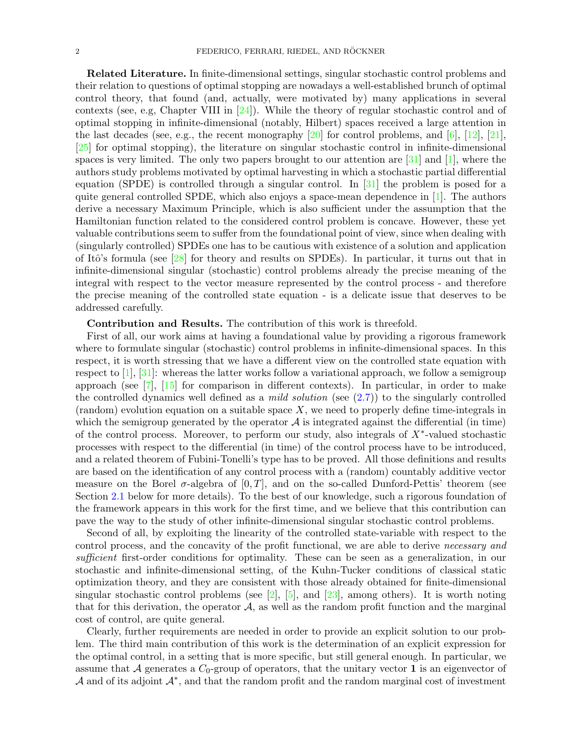**Related Literature.** In finite-dimensional settings, singular stochastic control problems and their relation to questions of optimal stopping are nowadays a well-established brunch of optimal control theory, that found (and, actually, were motivated by) many applications in several contexts (see, e.g, Chapter VIII in [24]). While the theory of regular stochastic control and of optimal stopping in infinite-dimensional (notably, Hilbert) spaces received a large attention in the last decades (see, e.g., the recent monography [20] for control problems, and [6], [12], [21], [25] for optimal stopping), the literature on singular stochastic control in infinite-dimensional spaces is very limited. The only two papers brought to our attention are [31] and [1], where the authors study problems motivated by optimal harvesting in which a stochastic partial differential equation (SPDE) is controlled through a singular control. In [31] the problem is posed for a quite general controlled SPDE, which also enjoys a space-mean dependence in [1]. The authors derive a necessary Maximum Principle, which is also sufficient under the assumption that the Hamiltonian function related to the considered control problem is concave. However, these yet valuable contributions seem to suffer from the foundational point of view, since when dealing with (singularly controlled) SPDEs one has to be cautious with existence of a solution and application of Itô's formula (see [28] for theory and results on SPDEs). In particular, it turns out that in infinite-dimensional singular (stochastic) control problems already the precise meaning of the integral with respect to the vector measure represented by the control process - and therefore the precise meaning of the controlled state equation - is a delicate issue that deserves to be addressed carefully.

**Contribution and Results.** The contribution of this work is threefold.

First of all, our work aims at having a foundational value by providing a rigorous framework where to formulate singular (stochastic) control problems in infinite-dimensional spaces. In this respect, it is worth stressing that we have a different view on the controlled state equation with respect to [1], [31]: whereas the latter works follow a variational approach, we follow a semigroup approach (see [7], [15] for comparison in different contexts). In particular, in order to make the controlled dynamics well defined as a *mild solution* (see (2.7)) to the singularly controlled (random) evolution equation on a suitable space $X$, we need to properly define time-integrals in which the semigroup generated by the operator $\mathcal{A}$ is integrated against the differential (in time) of the control process. Moreover, to perform our study, also integrals of $X^*$-valued stochastic processes with respect to the differential (in time) of the control process have to be introduced, and a related theorem of Fubini-Tonelli's type has to be proved. All those definitions and results are based on the identification of any control process with a (random) countably additive vector measure on the Borel $\sigma$-algebra of $[0, T]$, and on the so-called Dunford-Pettis' theorem (see Section 2.1 below for more details). To the best of our knowledge, such a rigorous foundation of the framework appears in this work for the first time, and we believe that this contribution can pave the way to the study of other infinite-dimensional singular stochastic control problems.

Second of all, by exploiting the linearity of the controlled state-variable with respect to the control process, and the concavity of the profit functional, we are able to derive *necessary and sufficient* first-order conditions for optimality. These can be seen as a generalization, in our stochastic and infinite-dimensional setting, of the Kuhn-Tucker conditions of classical static optimization theory, and they are consistent with those already obtained for finite-dimensional singular stochastic control problems (see [2], [5], and [23], among others). It is worth noting that for this derivation, the operator $\mathcal{A}$, as well as the random profit function and the marginal cost of control, are quite general.

Clearly, further requirements are needed in order to provide an explicit solution to our problem. The third main contribution of this work is the determination of an explicit expression for the optimal control, in a setting that is more specific, but still general enough. In particular, we assume that $\mathcal{A}$ generates a $C_0$-group of operators, that the unitary vector $\mathbf{1}$ is an eigenvector of $\mathcal{A}$ and of its adjoint $\mathcal{A}^*$, and that the random profit and the random marginal cost of investment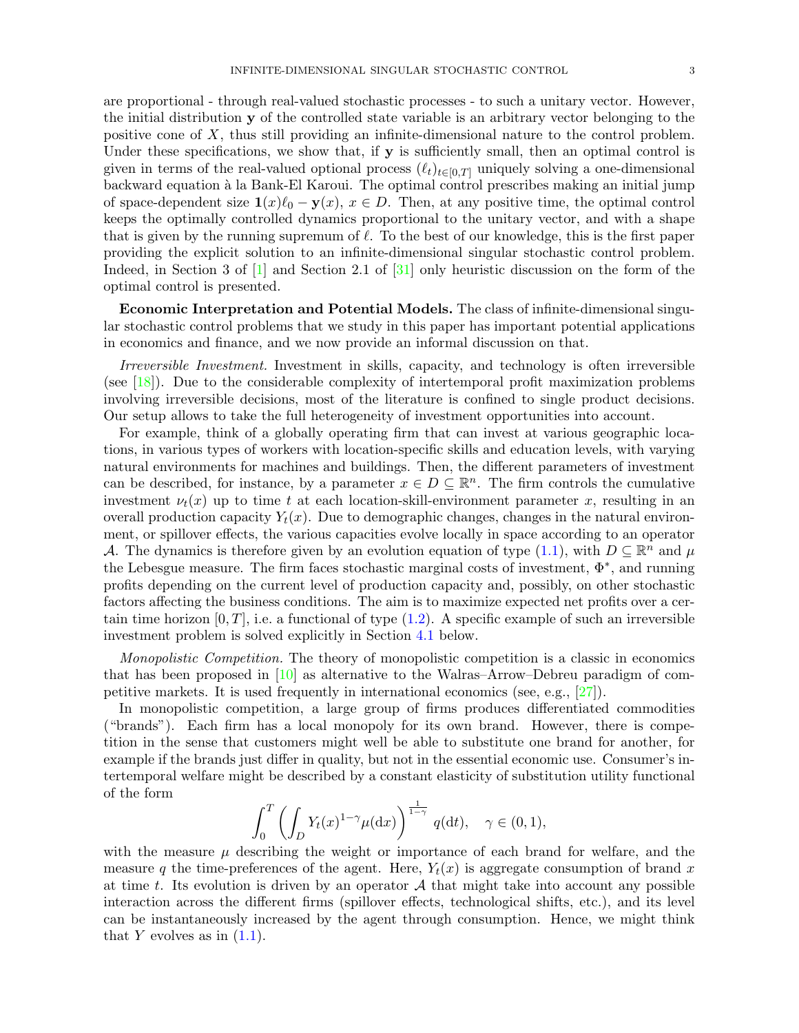are proportional - through real-valued stochastic processes - to such a unitary vector. However, the initial distribution $\mathbf{y}$ of the controlled state variable is an arbitrary vector belonging to the positive cone of $X$, thus still providing an infinite-dimensional nature to the control problem. Under these specifications, we show that, if $\mathbf{y}$ is sufficiently small, then an optimal control is given in terms of the real-valued optional process $(\ell_t)_{t\in[0,T]}$ uniquely solving a one-dimensional backward equation à la Bank-El Karoui. The optimal control prescribes making an initial jump of space-dependent size $\mathbf{1}(x)\ell_0 - \mathbf{y}(x)$, $x \in D$. Then, at any positive time, the optimal control keeps the optimally controlled dynamics proportional to the unitary vector, and with a shape that is given by the running supremum of $\ell$. To the best of our knowledge, this is the first paper providing the explicit solution to an infinite-dimensional singular stochastic control problem. Indeed, in Section 3 of [1] and Section 2.1 of [31] only heuristic discussion on the form of the optimal control is presented.

**Economic Interpretation and Potential Models.** The class of infinite-dimensional singular stochastic control problems that we study in this paper has important potential applications in economics and finance, and we now provide an informal discussion on that.

*Irreversible Investment.* Investment in skills, capacity, and technology is often irreversible (see [18]). Due to the considerable complexity of intertemporal profit maximization problems involving irreversible decisions, most of the literature is confined to single product decisions. Our setup allows to take the full heterogeneity of investment opportunities into account.

For example, think of a globally operating firm that can invest at various geographic locations, in various types of workers with location-specific skills and education levels, with varying natural environments for machines and buildings. Then, the different parameters of investment can be described, for instance, by a parameter $x \in D \subseteq \mathbb{R}^n$. The firm controls the cumulative investment $\nu_t(x)$ up to time $t$ at each location-skill-environment parameter $x$, resulting in an overall production capacity $Y_t(x)$. Due to demographic changes, changes in the natural environment, or spillover effects, the various capacities evolve locally in space according to an operator $\mathcal{A}$. The dynamics is therefore given by an evolution equation of type (1.1), with $D \subseteq \mathbb{R}^n$ and $\mu$ the Lebesgue measure. The firm faces stochastic marginal costs of investment, $\Phi^*$, and running profits depending on the current level of production capacity and, possibly, on other stochastic factors affecting the business conditions. The aim is to maximize expected net profits over a certain time horizon $[0, T]$, i.e. a functional of type (1.2). A specific example of such an irreversible investment problem is solved explicitly in Section 4.1 below.

*Monopolistic Competition.* The theory of monopolistic competition is a classic in economics that has been proposed in [10] as alternative to the Walras–Arrow–Debreu paradigm of competitive markets. It is used frequently in international economics (see, e.g., [27]).

In monopolistic competition, a large group of firms produces differentiated commodities ("brands"). Each firm has a local monopoly for its own brand. However, there is competition in the sense that customers might well be able to substitute one brand for another, for example if the brands just differ in quality, but not in the essential economic use. Consumer's intertemporal welfare might be described by a constant elasticity of substitution utility functional of the form

$$\int_0^T \left( \int_D Y_t(x)^{1-\gamma} \mu(\mathrm{d}x) \right)^{\frac{1}{1-\gamma}} q(\mathrm{d}t), \quad \gamma \in (0,1),$$

with the measure $\mu$ describing the weight or importance of each brand for welfare, and the measure $q$ the time-preferences of the agent. Here, $Y_t(x)$ is aggregate consumption of brand $x$ at time $t$. Its evolution is driven by an operator $\mathcal{A}$ that might take into account any possible interaction across the different firms (spillover effects, technological shifts, etc.), and its level can be instantaneously increased by the agent through consumption. Hence, we might think that $Y$ evolves as in (1.1).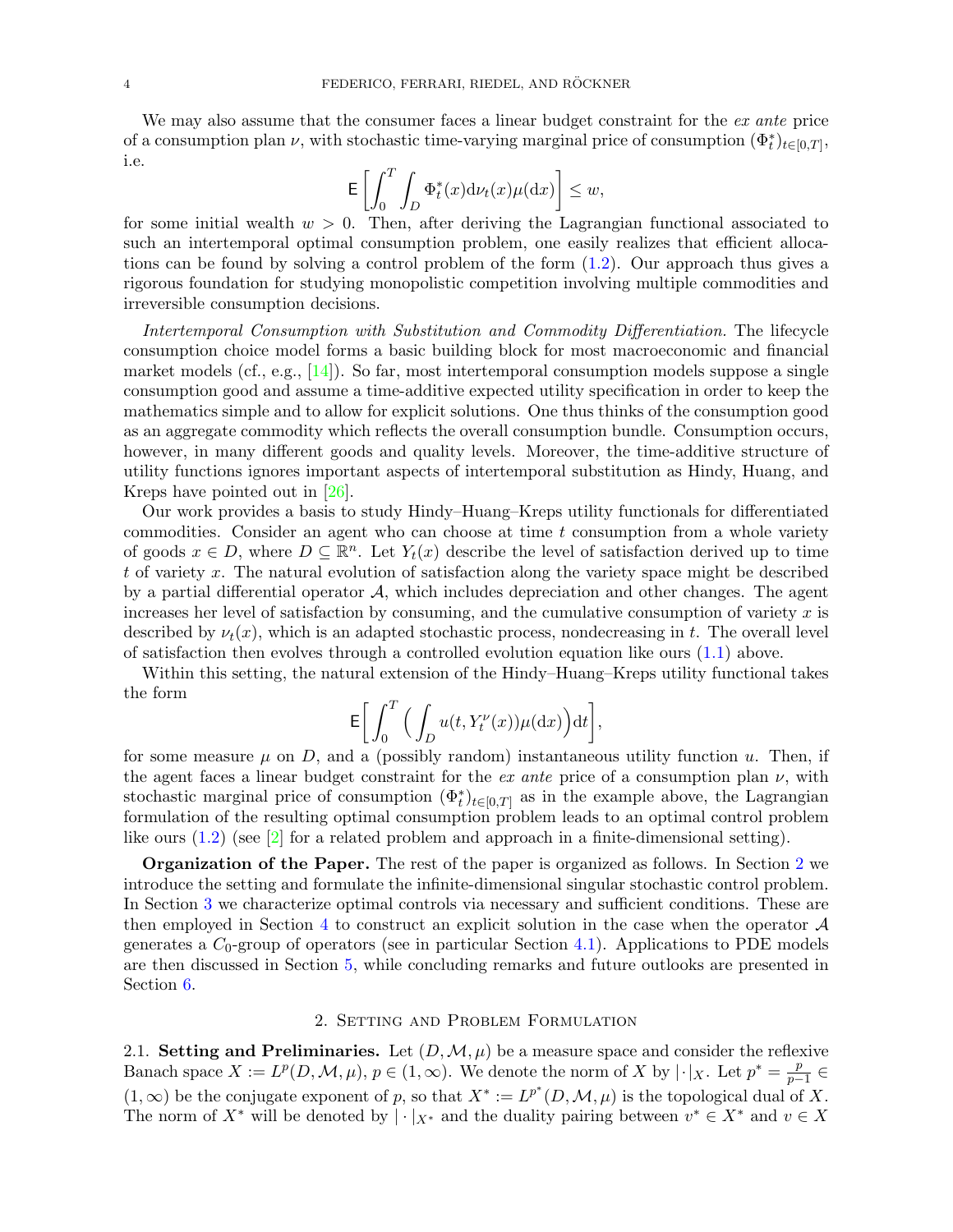We may also assume that the consumer faces a linear budget constraint for the *ex ante* price of a consumption plan $\nu$, with stochastic time-varying marginal price of consumption $(\Phi^*_t)_{t\in[0,T]}$, i.e.

$$\mathsf{E}\left[\int_0^T \int_D \Phi^*_t(x)\mathrm{d}\nu_t(x)\mu(\mathrm{d}x)\right] \leq w,$$

for some initial wealth $w > 0$. Then, after deriving the Lagrangian functional associated to such an intertemporal optimal consumption problem, one easily realizes that efficient allocations can be found by solving a control problem of the form (1.2). Our approach thus gives a rigorous foundation for studying monopolistic competition involving multiple commodities and irreversible consumption decisions.

*Intertemporal Consumption with Substitution and Commodity Differentiation.* The lifecycle consumption choice model forms a basic building block for most macroeconomic and financial market models (cf., e.g., [14]). So far, most intertemporal consumption models suppose a single consumption good and assume a time-additive expected utility specification in order to keep the mathematics simple and to allow for explicit solutions. One thus thinks of the consumption good as an aggregate commodity which reflects the overall consumption bundle. Consumption occurs, however, in many different goods and quality levels. Moreover, the time-additive structure of utility functions ignores important aspects of intertemporal substitution as Hindy, Huang, and Kreps have pointed out in [26].

Our work provides a basis to study Hindy–Huang–Kreps utility functionals for differentiated commodities. Consider an agent who can choose at time $t$ consumption from a whole variety of goods $x \in D$, where $D \subseteq \mathbb{R}^n$. Let $Y_t(x)$ describe the level of satisfaction derived up to time $t$ of variety $x$. The natural evolution of satisfaction along the variety space might be described by a partial differential operator $\mathcal{A}$, which includes depreciation and other changes. The agent increases her level of satisfaction by consuming, and the cumulative consumption of variety $x$ is described by $\nu_t(x)$, which is an adapted stochastic process, nondecreasing in $t$. The overall level of satisfaction then evolves through a controlled evolution equation like ours (1.1) above.

Within this setting, the natural extension of the Hindy–Huang–Kreps utility functional takes the form

$$\mathsf{E}\bigg[\int_0^T \Big(\int_D u(t, Y^\nu_t(x))\mu(\mathrm{d}x)\Big)\mathrm{d}t\bigg],$$

for some measure $\mu$ on $D$, and a (possibly random) instantaneous utility function $u$. Then, if the agent faces a linear budget constraint for the *ex ante* price of a consumption plan $\nu$, with stochastic marginal price of consumption $(\Phi^*_t)_{t\in[0,T]}$ as in the example above, the Lagrangian formulation of the resulting optimal consumption problem leads to an optimal control problem like ours (1.2) (see [2] for a related problem and approach in a finite-dimensional setting).

**Organization of the Paper.** The rest of the paper is organized as follows. In Section 2 we introduce the setting and formulate the infinite-dimensional singular stochastic control problem. In Section 3 we characterize optimal controls via necessary and sufficient conditions. These are then employed in Section 4 to construct an explicit solution in the case when the operator $\mathcal{A}$ generates a $C_0$-group of operators (see in particular Section 4.1). Applications to PDE models are then discussed in Section 5, while concluding remarks and future outlooks are presented in Section 6.

## 2. Setting and Problem Formulation

2.1. **Setting and Preliminaries.** Let $(D, \mathcal{M}, \mu)$ be a measure space and consider the reflexive Banach space $X := L^p(D, \mathcal{M}, \mu)$, $p \in (1, \infty)$. We denote the norm of $X$ by $|\cdot|_X$. Let $p^* = \frac{p}{p-1} \in (1, \infty)$ be the conjugate exponent of $p$, so that $X^* := L^{p^*}(D, \mathcal{M}, \mu)$ is the topological dual of $X$. The norm of $X^*$ will be denoted by $|\cdot|_{X^*}$ and the duality pairing between $v^* \in X^*$ and $v \in X$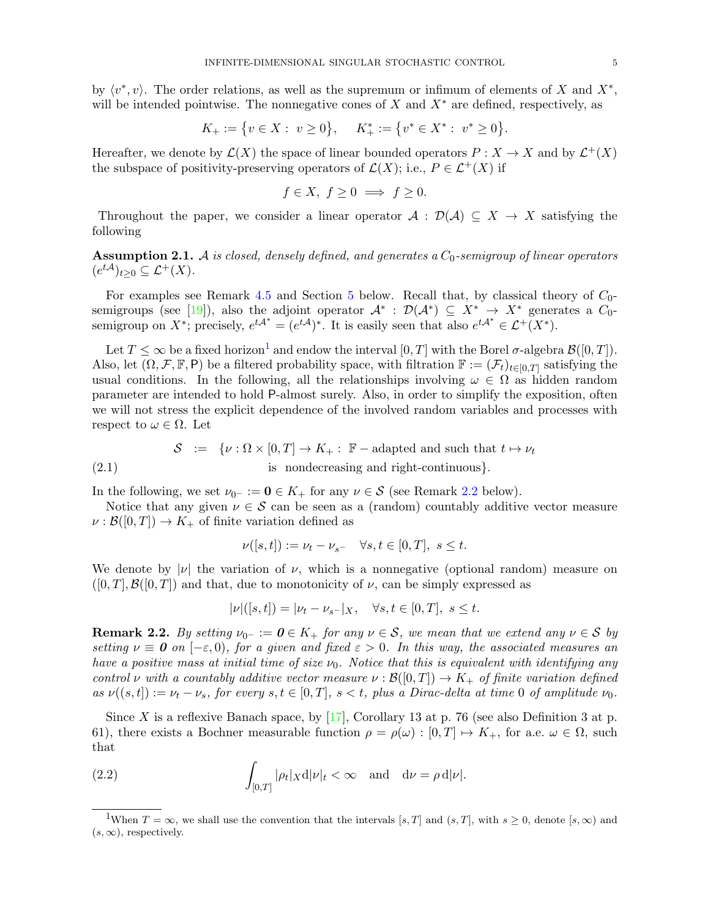by $\langle v^*, v\rangle$. The order relations, as well as the supremum or infimum of elements of $X$ and $X^*$, will be intended pointwise. The nonnegative cones of $X$ and $X^*$ are defined, respectively, as

$$K_+ := \{v \in X: \ v \geq 0\}, \quad K_+^* := \{v^* \in X^*: \ v^* \geq 0\}.$$

Hereafter, we denote by $\mathcal{L}(X)$ the space of linear bounded operators $P : X \to X$ and by $\mathcal{L}^+(X)$ the subspace of positivity-preserving operators of $\mathcal{L}(X)$; i.e., $P \in \mathcal{L}^+(X)$ if

$$f \in X, \ f \geq 0 \implies f \geq 0.$$

Throughout the paper, we consider a linear operator $\mathcal{A} : \mathcal{D}(\mathcal{A}) \subseteq X \to X$ satisfying the following

**Assumption 2.1.** *$\mathcal{A}$ is closed, densely defined, and generates a $C_0$-semigroup of linear operators $(e^{t\mathcal{A}})_{t\geq 0} \subseteq \mathcal{L}^+(X)$.*

For examples see Remark 4.5 and Section 5 below. Recall that, by classical theory of $C_0$-semigroups (see [19]), also the adjoint operator $\mathcal{A}^* : \mathcal{D}(\mathcal{A}^*) \subseteq X^* \to X^*$ generates a $C_0$-semigroup on $X^*$; precisely, $e^{t\mathcal{A}^*} = (e^{t\mathcal{A}})^*$. It is easily seen that also $e^{t\mathcal{A}^*} \in \mathcal{L}^+(X^*)$.

Let $T \leq \infty$ be a fixed horizon[1] and endow the interval $[0,T]$ with the Borel $\sigma$-algebra $\mathcal{B}([0,T])$. Also, let $(\Omega, \mathcal{F}, \mathbb{F}, \mathsf{P})$ be a filtered probability space, with filtration $\mathbb{F} := (\mathcal{F}_t)_{t\in[0,T]}$ satisfying the usual conditions. In the following, all the relationships involving $\omega \in \Omega$ as hidden random parameter are intended to hold $\mathsf{P}$-almost surely. Also, in order to simplify the exposition, often we will not stress the explicit dependence of the involved random variables and processes with respect to $\omega \in \Omega$. Let

$$\begin{aligned}
\mathcal{S} \ := \ \{&\nu : \Omega \times [0,T] \to K_+ : \ \mathbb{F}-\text{adapted and such that } t \mapsto \nu_t \\
&\text{is nondecreasing and right-continuous}\}.
\end{aligned} \tag{2.1}$$

In the following, we set $\nu_{0^-} := \mathbf{0} \in K_+$ for any $\nu \in \mathcal{S}$ (see Remark 2.2 below).

Notice that any given $\nu \in \mathcal{S}$ can be seen as a (random) countably additive vector measure $\nu : \mathcal{B}([0,T]) \to K_+$ of finite variation defined as

$$\nu([s,t]) := \nu_t - \nu_{s^-} \quad \forall s,t \in [0,T], \ s \leq t.$$

We denote by $|\nu|$ the variation of $\nu$, which is a nonnegative (optional random) measure on $([0,T], \mathcal{B}([0,T])$ and that, due to monotonicity of $\nu$, can be simply expressed as

$$|\nu|([s,t]) = |\nu_t - \nu_{s^-}|_X, \quad \forall s,t \in [0,T], \ s \leq t.$$

**Remark 2.2.** *By setting $\nu_{0^-} := \mathbf{0} \in K_+$ for any $\nu \in \mathcal{S}$, we mean that we extend any $\nu \in \mathcal{S}$ by setting $\nu \equiv \mathbf{0}$ on $[-\varepsilon, 0)$, for a given and fixed $\varepsilon > 0$. In this way, the associated measures an have a positive mass at initial time of size $\nu_0$. Notice that this is equivalent with identifying any control $\nu$ with a countably additive vector measure $\nu : \mathcal{B}([0,T]) \to K_+$ of finite variation defined as $\nu((s,t]) := \nu_t - \nu_s$, for every $s,t \in [0,T]$, $s < t$, plus a Dirac-delta at time $0$ of amplitude $\nu_0$.*

Since $X$ is a reflexive Banach space, by [17], Corollary 13 at p. 76 (see also Definition 3 at p. 61), there exists a Bochner measurable function $\rho = \rho(\omega) : [0,T] \mapsto K_+$, for a.e. $\omega \in \Omega$, such that

$$\int_{[0,T]} |\rho_t|_X \mathrm{d}|\nu|_t < \infty \quad \text{and} \quad \mathrm{d}\nu = \rho \, \mathrm{d}|\nu|. \tag{2.2}$$

[1] When $T = \infty$, we shall use the convention that the intervals $[s,T]$ and $(s,T]$, with $s \geq 0$, denote $[s,\infty)$ and $(s,\infty)$, respectively.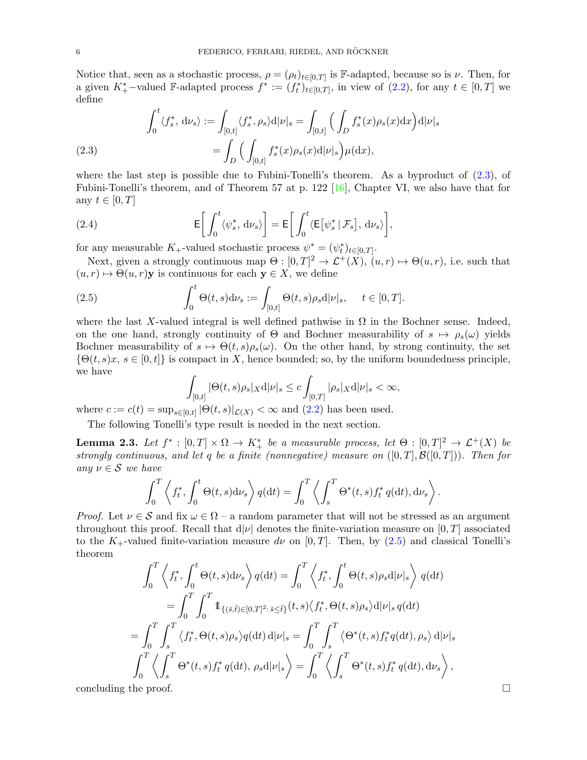Notice that, seen as a stochastic process, $\rho = (\rho_t)_{t\in[0,T]}$ is $\mathbb{F}$-adapted, because so is $\nu$. Then, for a given $K_+^*$−valued $\mathbb{F}$-adapted process $f^* := (f_t^*)_{t\in[0,T]}$, in view of (2.2), for any $t \in [0,T]$ we define

$$
\begin{aligned}
\int_0^t \langle f_s^*,\, \mathrm{d}\nu_s\rangle &:= \int_{[0,t]} \langle f_s^*, \rho_s\rangle \mathrm{d}|\nu|_s = \int_{[0,t]} \Big( \int_D f_s^*(x)\rho_s(x)\mathrm{d}x\Big)\mathrm{d}|\nu|_s \\
&= \int_D \Big( \int_{[0,t]} f_s^*(x)\rho_s(x)\mathrm{d}|\nu|_s\Big)\mu(\mathrm{d}x),
\end{aligned}
\tag{2.3}
$$

where the last step is possible due to Fubini-Tonelli's theorem. As a byproduct of (2.3), of Fubini-Tonelli's theorem, and of Theorem 57 at p. 122 [16], Chapter VI, we also have that for any $t \in [0,T]$

$$
\mathsf{E}\bigg[\int_0^t \langle \psi_s^*,\, \mathrm{d}\nu_s\rangle\bigg] = \mathsf{E}\bigg[\int_0^t \langle \mathsf{E}\big[\psi_s^* \,|\, \mathcal{F}_s\big],\, \mathrm{d}\nu_s\rangle\bigg],
\tag{2.4}
$$

for any measurable $K_+$-valued stochastic process $\psi^* = (\psi_t^*)_{t\in[0,T]}$.

Next, given a strongly continuous map $\Theta : [0,T]^2 \to \mathcal{L}^+(X)$, $(u,r) \mapsto \Theta(u,r)$, i.e. such that $(u,r) \mapsto \Theta(u,r)\mathbf{y}$ is continuous for each $\mathbf{y} \in X$, we define

$$
\int_0^t \Theta(t,s)\mathrm{d}\nu_s := \int_{[0,t]} \Theta(t,s)\rho_s \mathrm{d}|\nu|_s, \qquad t \in [0,T].
\tag{2.5}
$$

where the last $X$-valued integral is well defined pathwise in $\Omega$ in the Bochner sense. Indeed, on the one hand, strongly continuity of $\Theta$ and Bochner measurability of $s \mapsto \rho_s(\omega)$ yields Bochner measurability of $s \mapsto \Theta(t,s)\rho_s(\omega)$. On the other hand, by strong continuity, the set $\{\Theta(t,s)x,\ s \in [0,t]\}$ is compact in $X$, hence bounded; so, by the uniform boundedness principle, we have

$$
\int_{[0,t]} |\Theta(t,s)\rho_s|_X \mathrm{d}|\nu|_s \le c \int_{[0,T]} |\rho_s|_X \mathrm{d}|\nu|_s < \infty,
$$

where $c := c(t) = \sup_{s\in[0,t]} |\Theta(t,s)|_{\mathcal{L}(X)} < \infty$ and (2.2) has been used.

The following Tonelli's type result is needed in the next section.

**Lemma 2.3.** *Let $f^* : [0,T] \times \Omega \to K_+^*$ be a measurable process, let $\Theta : [0,T]^2 \to \mathcal{L}^+(X)$ be strongly continuous, and let $q$ be a finite (nonnegative) measure on $([0,T], \mathcal{B}([0,T]))$. Then for any $\nu \in \mathcal{S}$ we have*

$$
\int_0^T \left\langle f_t^*, \int_0^t \Theta(t,s)\mathrm{d}\nu_s \right\rangle q(\mathrm{d}t) = \int_0^T \left\langle \int_s^T \Theta^*(t,s) f_t^*\, q(\mathrm{d}t), \mathrm{d}\nu_s \right\rangle.
$$

*Proof.* Let $\nu \in \mathcal{S}$ and fix $\omega \in \Omega$ – a random parameter that will not be stressed as an argument throughout this proof. Recall that $\mathrm{d}|\nu|$ denotes the finite-variation measure on $[0,T]$ associated to the $K_+$-valued finite-variation measure $d\nu$ on $[0,T]$. Then, by (2.5) and classical Tonelli's theorem

$$
\begin{aligned}
\int_0^T \left\langle f_t^*, \int_0^t \Theta(t,s)\mathrm{d}\nu_s \right\rangle q(\mathrm{d}t) &= \int_0^T \left\langle f_t^*, \int_0^t \Theta(t,s)\rho_s \mathrm{d}|\nu|_s \right\rangle q(\mathrm{d}t) \\
&= \int_0^T \int_0^T \mathbb{1}_{\{(\bar{s},\bar{t})\in[0,T]^2:\, \bar{s}\le\bar{t}\}}(t,s) \big\langle f_t^*, \Theta(t,s)\rho_s \big\rangle \mathrm{d}|\nu|_s\, q(\mathrm{d}t) \\
= \int_0^T \int_s^T \big\langle f_t^*, \Theta(t,s)\rho_s \big\rangle q(\mathrm{d}t)\, \mathrm{d}|\nu|_s &= \int_0^T \int_s^T \big\langle \Theta^*(t,s) f_t^* q(\mathrm{d}t), \rho_s \big\rangle\, \mathrm{d}|\nu|_s \\
\int_0^T \left\langle \int_s^T \Theta^*(t,s) f_t^*\, q(\mathrm{d}t),\, \rho_s \mathrm{d}|\nu|_s \right\rangle &= \int_0^T \left\langle \int_s^T \Theta^*(t,s) f_t^*\, q(\mathrm{d}t), \mathrm{d}\nu_s \right\rangle,
\end{aligned}
$$

concluding the proof. $\square$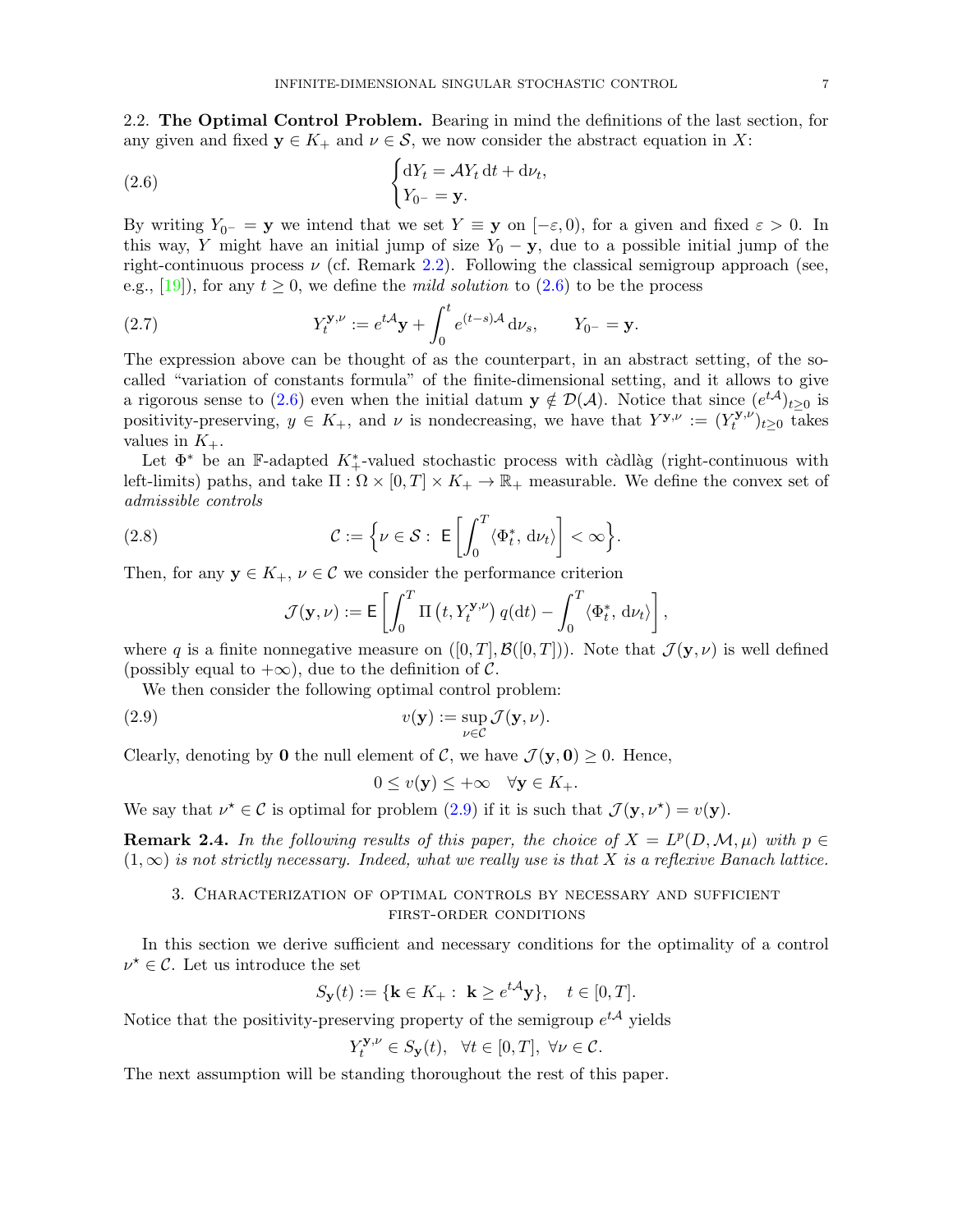2.2. **The Optimal Control Problem.** Bearing in mind the definitions of the last section, for any given and fixed $\mathbf{y} \in K_+$ and $\nu \in \mathcal{S}$, we now consider the abstract equation in $X$:

$$
\begin{cases} \mathrm{d}Y_t = \mathcal{A}Y_t \,\mathrm{d}t + \mathrm{d}\nu_t, \\ Y_{0^-} = \mathbf{y}. \end{cases} \tag{2.6}
$$

By writing $Y_{0^-} = \mathbf{y}$ we intend that we set $Y \equiv \mathbf{y}$ on $[-\varepsilon, 0)$, for a given and fixed $\varepsilon > 0$. In this way, $Y$ might have an initial jump of size $Y_0 - \mathbf{y}$, due to a possible initial jump of the right-continuous process $\nu$ (cf. Remark 2.2). Following the classical semigroup approach (see, e.g., [19]), for any $t \geq 0$, we define the *mild solution* to (2.6) to be the process

$$
Y_t^{\mathbf{y},\nu} := e^{t\mathcal{A}}\mathbf{y} + \int_0^t e^{(t-s)\mathcal{A}}\,\mathrm{d}\nu_s, \qquad Y_{0^-} = \mathbf{y}. \tag{2.7}
$$

The expression above can be thought of as the counterpart, in an abstract setting, of the so-called "variation of constants formula" of the finite-dimensional setting, and it allows to give a rigorous sense to (2.6) even when the initial datum $\mathbf{y} \notin \mathcal{D}(\mathcal{A})$. Notice that since $(e^{t\mathcal{A}})_{t\geq 0}$ is positivity-preserving, $y \in K_+$, and $\nu$ is nondecreasing, we have that $Y^{\mathbf{y},\nu} := (Y_t^{\mathbf{y},\nu})_{t\geq 0}$ takes values in $K_+$.

Let $\Phi^*$ be an $\mathbb{F}$-adapted $K_+^*$-valued stochastic process with càdlàg (right-continuous with left-limits) paths, and take $\Pi : \Omega \times [0,T] \times K_+ \to \mathbb{R}_+$ measurable. We define the convex set of *admissible controls*

$$
\mathcal{C} := \Big\{ \nu \in \mathcal{S} : \ \mathsf{E}\left[ \int_0^T \langle \Phi_t^*, \,\mathrm{d}\nu_t \rangle \right] < \infty \Big\}. \tag{2.8}
$$

Then, for any $\mathbf{y} \in K_+$, $\nu \in \mathcal{C}$ we consider the performance criterion

$$
\mathcal{J}(\mathbf{y}, \nu) := \mathsf{E}\left[ \int_0^T \Pi\left(t, Y_t^{\mathbf{y},\nu}\right) q(\mathrm{d}t) - \int_0^T \langle \Phi_t^*, \,\mathrm{d}\nu_t \rangle \right],
$$

where $q$ is a finite nonnegative measure on $([0,T], \mathcal{B}([0,T]))$. Note that $\mathcal{J}(\mathbf{y},\nu)$ is well defined (possibly equal to $+\infty$), due to the definition of $\mathcal{C}$.

We then consider the following optimal control problem:

$$
v(\mathbf{y}) := \sup_{\nu \in \mathcal{C}} \mathcal{J}(\mathbf{y}, \nu). \tag{2.9}
$$

Clearly, denoting by $\mathbf{0}$ the null element of $\mathcal{C}$, we have $\mathcal{J}(\mathbf{y}, \mathbf{0}) \geq 0$. Hence,

$$
0 \leq v(\mathbf{y}) \leq +\infty \quad \forall \mathbf{y} \in K_+.
$$

We say that $\nu^\star \in \mathcal{C}$ is optimal for problem (2.9) if it is such that $\mathcal{J}(\mathbf{y}, \nu^\star) = v(\mathbf{y})$.

**Remark 2.4.** *In the following results of this paper, the choice of $X = L^p(D, \mathcal{M}, \mu)$ with $p \in (1,\infty)$ is not strictly necessary. Indeed, what we really use is that $X$ is a reflexive Banach lattice.*

## 3. Characterization of optimal controls by necessary and sufficient first-order conditions

In this section we derive sufficient and necessary conditions for the optimality of a control $\nu^\star \in \mathcal{C}$. Let us introduce the set

$$
S_{\mathbf{y}}(t) := \{ \mathbf{k} \in K_+ : \ \mathbf{k} \geq e^{t\mathcal{A}}\mathbf{y} \}, \quad t \in [0,T].
$$

Notice that the positivity-preserving property of the semigroup $e^{t\mathcal{A}}$ yields

$$
Y_t^{\mathbf{y},\nu} \in S_{\mathbf{y}}(t), \ \ \forall t \in [0,T], \ \forall \nu \in \mathcal{C}.
$$

The next assumption will be standing thoroughout the rest of this paper.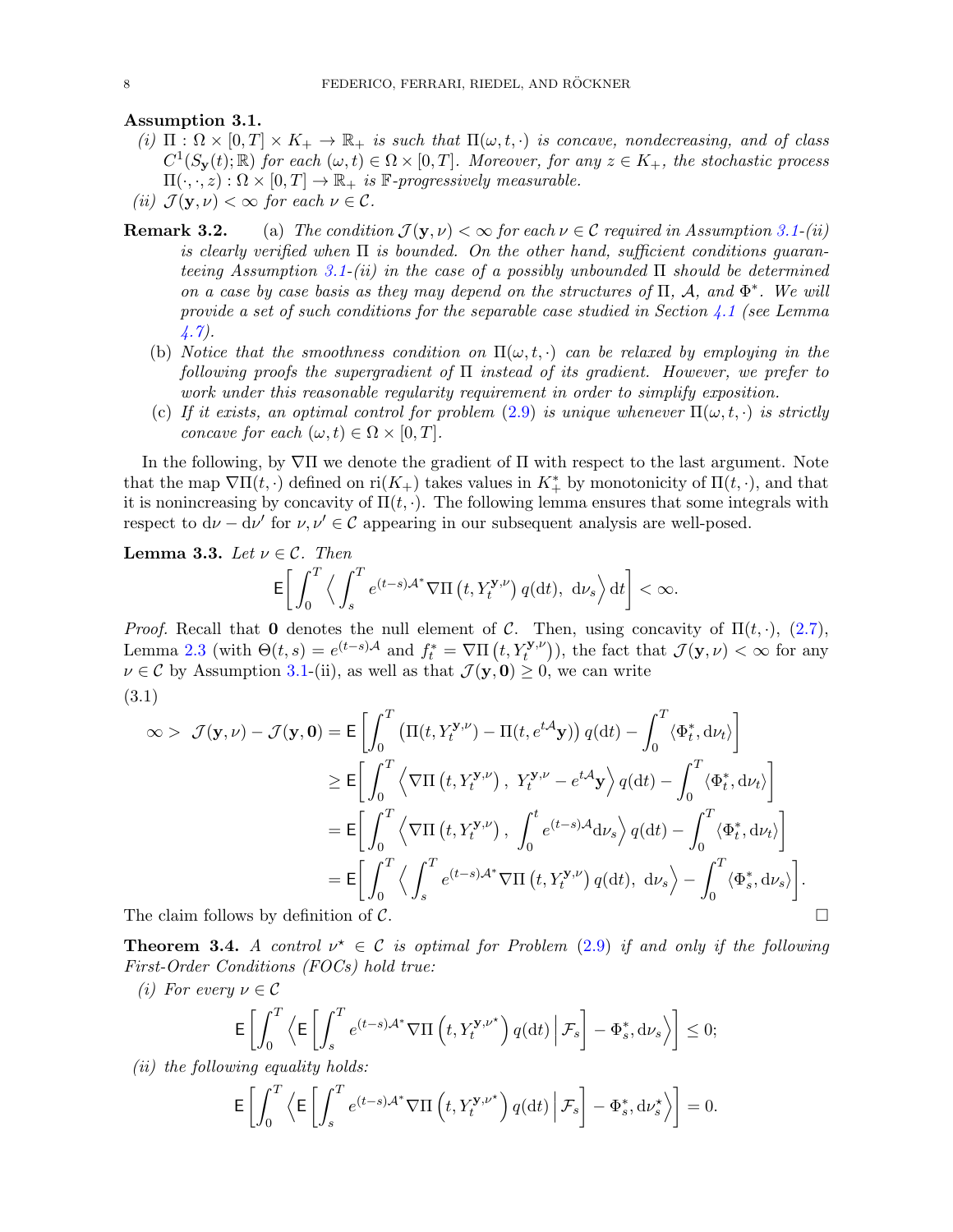**Assumption 3.1.**

*(i)* $\Pi : \Omega \times [0,T] \times K_+ \to \mathbb{R}_+$ *is such that* $\Pi(\omega, t, \cdot)$ *is concave, nondecreasing, and of class* $C^1(S_{\mathbf{y}}(t); \mathbb{R})$ *for each* $(\omega, t) \in \Omega \times [0,T]$*. Moreover, for any* $z \in K_+$*, the stochastic process* $\Pi(\cdot, \cdot, z) : \Omega \times [0,T] \to \mathbb{R}_+$ *is* $\mathbb{F}$*-progressively measurable.*

*(ii)* $\mathcal{J}(\mathbf{y}, \nu) < \infty$ *for each* $\nu \in \mathcal{C}$*.*

**Remark 3.2.** (a) *The condition* $\mathcal{J}(\mathbf{y}, \nu) < \infty$ *for each* $\nu \in \mathcal{C}$ *required in Assumption 3.1-(ii) is clearly verified when* $\Pi$ *is bounded. On the other hand, sufficient conditions guaranteeing Assumption 3.1-(ii) in the case of a possibly unbounded* $\Pi$ *should be determined on a case by case basis as they may depend on the structures of* $\Pi$*,* $\mathcal{A}$*, and* $\Phi^*$*. We will provide a set of such conditions for the separable case studied in Section 4.1 (see Lemma 4.7).*

(b) *Notice that the smoothness condition on* $\Pi(\omega, t, \cdot)$ *can be relaxed by employing in the following proofs the supergradient of* $\Pi$ *instead of its gradient. However, we prefer to work under this reasonable regularity requirement in order to simplify exposition.*

(c) *If it exists, an optimal control for problem (2.9) is unique whenever* $\Pi(\omega, t, \cdot)$ *is strictly concave for each* $(\omega, t) \in \Omega \times [0,T]$*.*

In the following, by $\nabla\Pi$ we denote the gradient of $\Pi$ with respect to the last argument. Note that the map $\nabla\Pi(t, \cdot)$ defined on $\mathrm{ri}(K_+)$ takes values in $K_+^*$ by monotonicity of $\Pi(t, \cdot)$, and that it is nonincreasing by concavity of $\Pi(t, \cdot)$. The following lemma ensures that some integrals with respect to $\mathrm{d}\nu - \mathrm{d}\nu'$ for $\nu, \nu' \in \mathcal{C}$ appearing in our subsequent analysis are well-posed.

**Lemma 3.3.** *Let* $\nu \in \mathcal{C}$*. Then*

$$\mathsf{E}\bigg[ \int_0^T \Big\langle \int_s^T e^{(t-s)\mathcal{A}^*} \nabla\Pi\left(t, Y_t^{\mathbf{y},\nu}\right) q(\mathrm{d}t),\ \mathrm{d}\nu_s \Big\rangle \,\mathrm{d}t \bigg] < \infty.$$

*Proof.* Recall that $\mathbf{0}$ denotes the null element of $\mathcal{C}$. Then, using concavity of $\Pi(t, \cdot)$, (2.7), Lemma 2.3 (with $\Theta(t,s) = e^{(t-s)\mathcal{A}}$ and $f_t^* = \nabla\Pi\left(t, Y_t^{\mathbf{y},\nu}\right)$), the fact that $\mathcal{J}(\mathbf{y}, \nu) < \infty$ for any $\nu \in \mathcal{C}$ by Assumption 3.1-(ii), as well as that $\mathcal{J}(\mathbf{y}, \mathbf{0}) \geq 0$, we can write

(3.1)
$$\begin{aligned}
\infty > \ \mathcal{J}(\mathbf{y}, \nu) - \mathcal{J}(\mathbf{y}, \mathbf{0}) &= \mathsf{E}\left[ \int_0^T \left( \Pi(t, Y_t^{\mathbf{y},\nu}) - \Pi(t, e^{t\mathcal{A}}\mathbf{y}) \right) q(\mathrm{d}t) - \int_0^T \langle \Phi_t^*, \mathrm{d}\nu_t \rangle \right] \\
&\geq \mathsf{E}\bigg[ \int_0^T \Big\langle \nabla\Pi\left(t, Y_t^{\mathbf{y},\nu}\right),\ Y_t^{\mathbf{y},\nu} - e^{t\mathcal{A}}\mathbf{y} \Big\rangle\, q(\mathrm{d}t) - \int_0^T \langle \Phi_t^*, \mathrm{d}\nu_t \rangle \bigg] \\
&= \mathsf{E}\bigg[ \int_0^T \Big\langle \nabla\Pi\left(t, Y_t^{\mathbf{y},\nu}\right),\ \int_0^t e^{(t-s)\mathcal{A}} \mathrm{d}\nu_s \Big\rangle\, q(\mathrm{d}t) - \int_0^T \langle \Phi_t^*, \mathrm{d}\nu_t \rangle \bigg] \\
&= \mathsf{E}\bigg[ \int_0^T \Big\langle \int_s^T e^{(t-s)\mathcal{A}^*} \nabla\Pi\left(t, Y_t^{\mathbf{y},\nu}\right) q(\mathrm{d}t),\ \mathrm{d}\nu_s \Big\rangle - \int_0^T \langle \Phi_s^*, \mathrm{d}\nu_s \rangle \bigg].
\end{aligned}$$

The claim follows by definition of $\mathcal{C}$. $\square$

**Theorem 3.4.** *A control* $\nu^\star \in \mathcal{C}$ *is optimal for Problem (2.9) if and only if the following First-Order Conditions (FOCs) hold true:*

*(i) For every* $\nu \in \mathcal{C}$

$$\mathsf{E}\left[ \int_0^T \left\langle \mathsf{E}\left[ \int_s^T e^{(t-s)\mathcal{A}^*} \nabla\Pi\left(t, Y_t^{\mathbf{y},\nu^\star}\right) q(\mathrm{d}t) \,\middle|\, \mathcal{F}_s \right] - \Phi_s^*, \mathrm{d}\nu_s \right\rangle \right] \leq 0;$$

*(ii) the following equality holds:*

$$\mathsf{E}\left[ \int_0^T \left\langle \mathsf{E}\left[ \int_s^T e^{(t-s)\mathcal{A}^*} \nabla\Pi\left(t, Y_t^{\mathbf{y},\nu^\star}\right) q(\mathrm{d}t) \,\middle|\, \mathcal{F}_s \right] - \Phi_s^*, \mathrm{d}\nu_s^\star \right\rangle \right] = 0.$$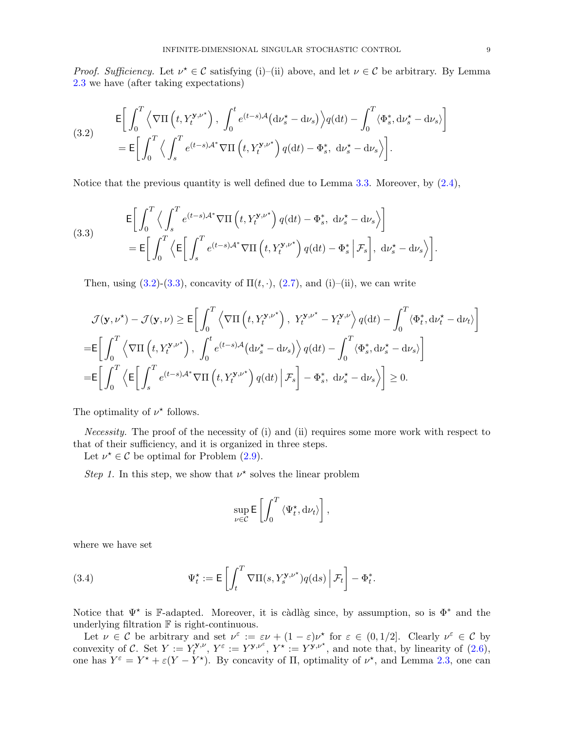*Proof. Sufficiency.* Let $\nu^\star \in \mathcal{C}$ satisfying (i)–(ii) above, and let $\nu \in \mathcal{C}$ be arbitrary. By Lemma 2.3 we have (after taking expectations)

$$
\begin{aligned}
&\mathsf{E}\bigg[ \int_0^T \Big\langle \nabla\Pi\left(t, Y_t^{\mathbf{y},\nu^\star}\right),\ \int_0^t e^{(t-s)\mathcal{A}}\big(\mathrm{d}\nu_s^\star - \mathrm{d}\nu_s\big)\Big\rangle q(\mathrm{d}t) - \int_0^T \langle \Phi_s^*, \mathrm{d}\nu_s^\star - \mathrm{d}\nu_s\rangle \bigg] \\
&\quad = \mathsf{E}\bigg[ \int_0^T \Big\langle \int_s^T e^{(t-s)\mathcal{A}^*}\nabla\Pi\left(t, Y_t^{\mathbf{y},\nu^\star}\right) q(\mathrm{d}t) - \Phi_s^*,\ \mathrm{d}\nu_s^\star - \mathrm{d}\nu_s \Big\rangle \bigg].
\end{aligned} \tag{3.2}
$$

Notice that the previous quantity is well defined due to Lemma 3.3. Moreover, by (2.4),

$$
\begin{aligned}
&\mathsf{E}\bigg[ \int_0^T \Big\langle \int_s^T e^{(t-s)\mathcal{A}^*}\nabla\Pi\left(t, Y_t^{\mathbf{y},\nu^\star}\right) q(\mathrm{d}t) - \Phi_s^*,\ \mathrm{d}\nu_s^\star - \mathrm{d}\nu_s \Big\rangle \bigg] \\
&\quad = \mathsf{E}\bigg[ \int_0^T \Big\langle \mathsf{E}\bigg[ \int_s^T e^{(t-s)\mathcal{A}^*}\nabla\Pi\left(t, Y_t^{\mathbf{y},\nu^\star}\right) q(\mathrm{d}t) - \Phi_s^* \,\Big|\, \mathcal{F}_s \bigg],\ \mathrm{d}\nu_s^\star - \mathrm{d}\nu_s \Big\rangle \bigg].
\end{aligned} \tag{3.3}
$$

Then, using (3.2)-(3.3), concavity of $\Pi(t,\cdot)$, (2.7), and (i)–(ii), we can write

$$
\begin{aligned}
&\mathcal{J}(\mathbf{y},\nu^\star) - \mathcal{J}(\mathbf{y},\nu) \geq \mathsf{E}\bigg[ \int_0^T \Big\langle \nabla\Pi\left(t, Y_t^{\mathbf{y},\nu^\star}\right),\ Y_t^{\mathbf{y},\nu^\star} - Y_t^{\mathbf{y},\nu} \Big\rangle q(\mathrm{d}t) - \int_0^T \langle \Phi_t^*, \mathrm{d}\nu_t^\star - \mathrm{d}\nu_t\rangle \bigg] \\
&= \mathsf{E}\bigg[ \int_0^T \Big\langle \nabla\Pi\left(t, Y_t^{\mathbf{y},\nu^\star}\right),\ \int_0^t e^{(t-s)\mathcal{A}}\big(\mathrm{d}\nu_s^\star - \mathrm{d}\nu_s\big)\Big\rangle q(\mathrm{d}t) - \int_0^T \langle \Phi_s^*, \mathrm{d}\nu_s^\star - \mathrm{d}\nu_s\rangle \bigg] \\
&= \mathsf{E}\bigg[ \int_0^T \Big\langle \mathsf{E}\bigg[ \int_s^T e^{(t-s)\mathcal{A}^*}\nabla\Pi\left(t, Y_t^{\mathbf{y},\nu^\star}\right) q(\mathrm{d}t) \,\Big|\, \mathcal{F}_s \bigg] - \Phi_s^*,\ \mathrm{d}\nu_s^\star - \mathrm{d}\nu_s \Big\rangle \bigg] \geq 0.
\end{aligned}
$$

The optimality of $\nu^\star$ follows.

*Necessity.* The proof of the necessity of (i) and (ii) requires some more work with respect to that of their sufficiency, and it is organized in three steps.

Let $\nu^\star \in \mathcal{C}$ be optimal for Problem (2.9).

*Step 1.* In this step, we show that $\nu^\star$ solves the linear problem

$$
\sup_{\nu\in\mathcal{C}} \mathsf{E}\left[ \int_0^T \langle \Psi_t^\star, \mathrm{d}\nu_t\rangle \right],
$$

where we have set

$$
\Psi_t^\star := \mathsf{E}\left[ \int_t^T \nabla\Pi(s, Y_s^{\mathbf{y},\nu^\star}) q(\mathrm{d}s) \,\Big|\, \mathcal{F}_t \right] - \Phi_t^*. \tag{3.4}
$$

Notice that $\Psi^\star$ is $\mathbb{F}$-adapted. Moreover, it is càdlàg since, by assumption, so is $\Phi^*$ and the underlying filtration $\mathbb{F}$ is right-continuous.

Let $\nu \in \mathcal{C}$ be arbitrary and set $\nu^\varepsilon := \varepsilon\nu + (1-\varepsilon)\nu^\star$ for $\varepsilon \in (0, 1/2]$. Clearly $\nu^\varepsilon \in \mathcal{C}$ by convexity of $\mathcal{C}$. Set $Y := Y_t^{\mathbf{y},\nu}$, $Y^\varepsilon := Y^{\mathbf{y},\nu^\varepsilon}$, $Y^\star := Y^{\mathbf{y},\nu^\star}$, and note that, by linearity of (2.6), one has $Y^\varepsilon = Y^\star + \varepsilon(Y - Y^\star)$. By concavity of $\Pi$, optimality of $\nu^\star$, and Lemma 2.3, one can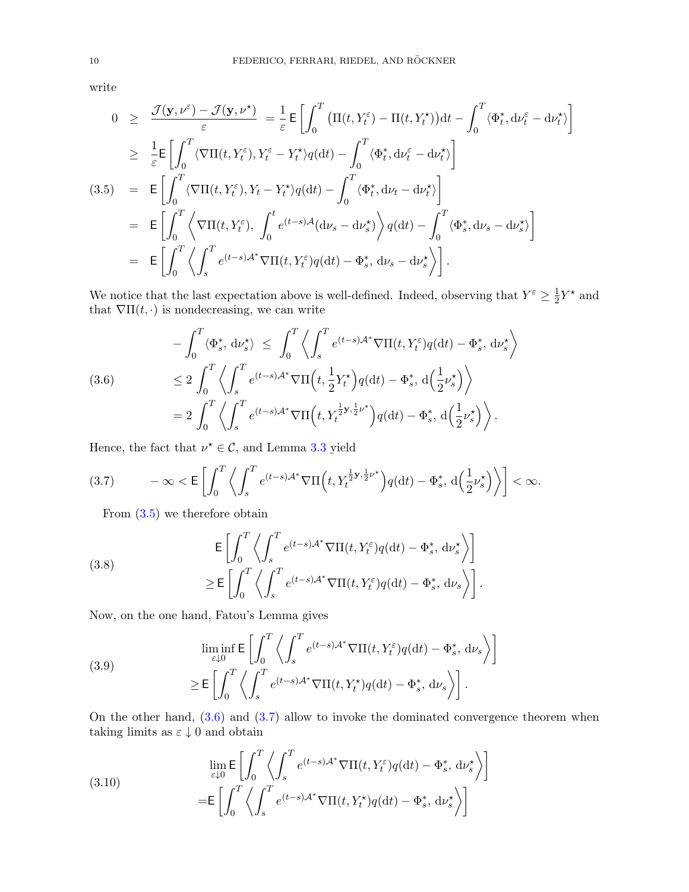write

$$
\begin{aligned}
0 \;&\geq\; \frac{\mathcal{J}(\mathbf{y},\nu^{\varepsilon}) - \mathcal{J}(\mathbf{y},\nu^{\star})}{\varepsilon} \;=\; \frac{1}{\varepsilon}\,\mathsf{E}\left[\int_0^T \big(\Pi(t,Y^{\varepsilon}_t) - \Pi(t,Y^{\star}_t)\big)\mathrm{d}t - \int_0^T \langle \Phi^*_t, \mathrm{d}\nu^{\varepsilon}_t - \mathrm{d}\nu^{\star}_t\rangle\right] \\
&\geq\; \frac{1}{\varepsilon}\mathsf{E}\left[\int_0^T \langle \nabla\Pi(t,Y^{\varepsilon}_t), Y^{\varepsilon}_t - Y^{\star}_t\rangle q(\mathrm{d}t) - \int_0^T \langle \Phi^*_t, \mathrm{d}\nu^{\varepsilon}_t - \mathrm{d}\nu^{\star}_t\rangle\right] \\
&=\; \mathsf{E}\left[\int_0^T \langle \nabla\Pi(t,Y^{\varepsilon}_t), Y_t - Y^{\star}_t\rangle q(\mathrm{d}t) - \int_0^T \langle \Phi^*_t, \mathrm{d}\nu_t - \mathrm{d}\nu^{\star}_t\rangle\right] \qquad (3.5)\\
&=\; \mathsf{E}\left[\int_0^T \left\langle \nabla\Pi(t,Y^{\varepsilon}_t),\, \int_0^t e^{(t-s)\mathcal{A}}(\mathrm{d}\nu_s - \mathrm{d}\nu^{\star}_s)\right\rangle q(\mathrm{d}t) - \int_0^T \langle \Phi^*_s, \mathrm{d}\nu_s - \mathrm{d}\nu^{\star}_s\rangle\right] \\
&=\; \mathsf{E}\left[\int_0^T \left\langle \int_s^T e^{(t-s)\mathcal{A}^*}\nabla\Pi(t,Y^{\varepsilon}_t)q(\mathrm{d}t) - \Phi^*_s,\, \mathrm{d}\nu_s - \mathrm{d}\nu^{\star}_s\right\rangle\right].
\end{aligned}
$$

We notice that the last expectation above is well-defined. Indeed, observing that $Y^{\varepsilon} \geq \frac{1}{2}Y^{\star}$ and that $\nabla\Pi(t,\cdot)$ is nondecreasing, we can write

$$
\begin{aligned}
&-\int_0^T \langle \Phi^*_s,\, \mathrm{d}\nu^{\star}_s\rangle \;\leq\; \int_0^T \left\langle \int_s^T e^{(t-s)\mathcal{A}^*}\nabla\Pi(t,Y^{\varepsilon}_t)q(\mathrm{d}t) - \Phi^*_s,\, \mathrm{d}\nu^{\star}_s\right\rangle \\
&\leq 2\int_0^T \left\langle \int_s^T e^{(t-s)\mathcal{A}^*}\nabla\Pi\Big(t, \frac{1}{2}Y^{\star}_t\Big)q(\mathrm{d}t) - \Phi^*_s,\, \mathrm{d}\Big(\frac{1}{2}\nu^{\star}_s\Big)\right\rangle \qquad (3.6)\\
&= 2\int_0^T \left\langle \int_s^T e^{(t-s)\mathcal{A}^*}\nabla\Pi\Big(t, Y^{\frac{1}{2}\mathbf{y},\frac{1}{2}\nu^{\star}}_t\Big)q(\mathrm{d}t) - \Phi^*_s,\, \mathrm{d}\Big(\frac{1}{2}\nu^{\star}_s\Big)\right\rangle.
\end{aligned}
$$

Hence, the fact that $\nu^{\star} \in \mathcal{C}$, and Lemma 3.3 yield

$$
-\infty < \mathsf{E}\left[\int_0^T \left\langle \int_s^T e^{(t-s)\mathcal{A}^*}\nabla\Pi\Big(t, Y^{\frac{1}{2}\mathbf{y},\frac{1}{2}\nu^{\star}}_t\Big)q(\mathrm{d}t) - \Phi^*_s,\, \mathrm{d}\Big(\frac{1}{2}\nu^{\star}_s\Big)\right\rangle\right] < \infty. \qquad (3.7)
$$

From (3.5) we therefore obtain

$$
\begin{aligned}
&\mathsf{E}\left[\int_0^T \left\langle \int_s^T e^{(t-s)\mathcal{A}^*}\nabla\Pi(t,Y^{\varepsilon}_t)q(\mathrm{d}t) - \Phi^*_s,\, \mathrm{d}\nu^{\star}_s\right\rangle\right] \\
&\geq \mathsf{E}\left[\int_0^T \left\langle \int_s^T e^{(t-s)\mathcal{A}^*}\nabla\Pi(t,Y^{\varepsilon}_t)q(\mathrm{d}t) - \Phi^*_s,\, \mathrm{d}\nu_s\right\rangle\right]. \qquad (3.8)
\end{aligned}
$$

Now, on the one hand, Fatou's Lemma gives

$$
\begin{aligned}
&\liminf_{\varepsilon\downarrow 0}\mathsf{E}\left[\int_0^T \left\langle \int_s^T e^{(t-s)\mathcal{A}^*}\nabla\Pi(t,Y^{\varepsilon}_t)q(\mathrm{d}t) - \Phi^*_s,\, \mathrm{d}\nu_s\right\rangle\right] \\
&\geq \mathsf{E}\left[\int_0^T \left\langle \int_s^T e^{(t-s)\mathcal{A}^*}\nabla\Pi(t,Y^{\star}_t)q(\mathrm{d}t) - \Phi^*_s,\, \mathrm{d}\nu_s\right\rangle\right]. \qquad (3.9)
\end{aligned}
$$

On the other hand, (3.6) and (3.7) allow to invoke the dominated convergence theorem when taking limits as $\varepsilon \downarrow 0$ and obtain

$$
\begin{aligned}
&\lim_{\varepsilon\downarrow 0}\mathsf{E}\left[\int_0^T \left\langle \int_s^T e^{(t-s)\mathcal{A}^*}\nabla\Pi(t,Y^{\varepsilon}_t)q(\mathrm{d}t) - \Phi^*_s,\, \mathrm{d}\nu^{\star}_s\right\rangle\right] \\
=&\mathsf{E}\left[\int_0^T \left\langle \int_s^T e^{(t-s)\mathcal{A}^*}\nabla\Pi(t,Y^{\star}_t)q(\mathrm{d}t) - \Phi^*_s,\, \mathrm{d}\nu^{\star}_s\right\rangle\right] \qquad (3.10)
\end{aligned}
$$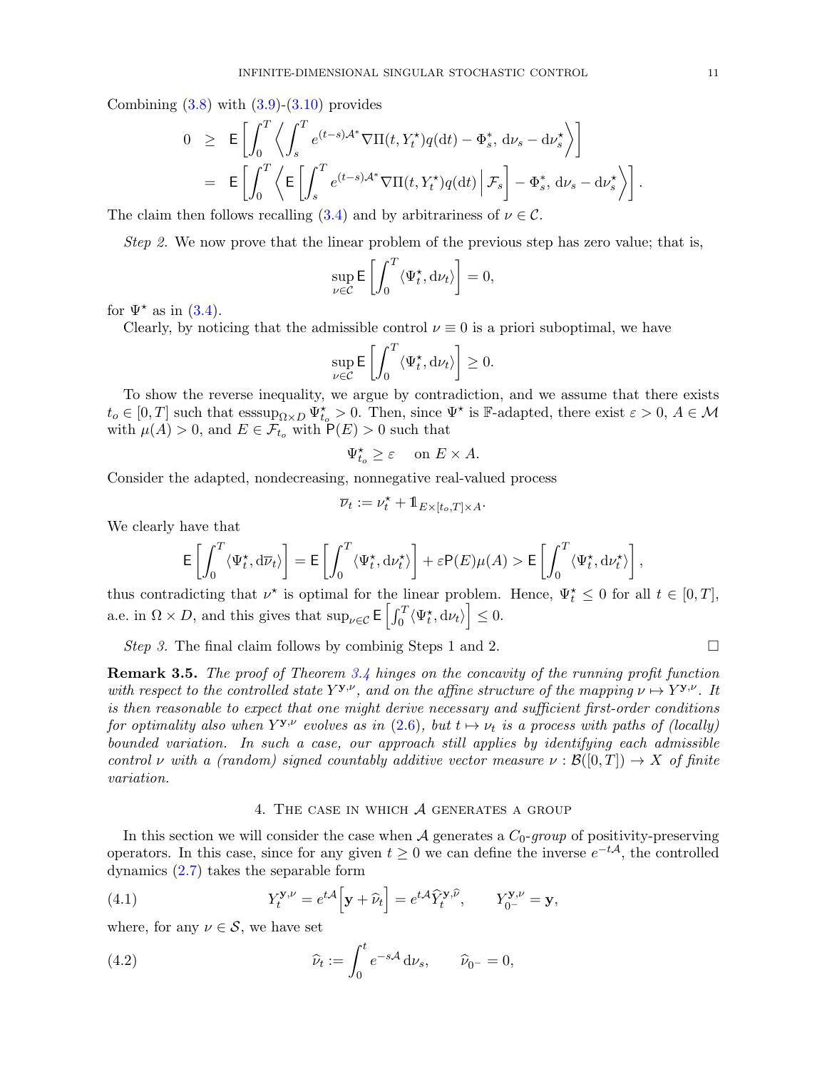Combining (3.8) with (3.9)-(3.10) provides

$$
\begin{aligned}
0 \;&\geq\; \mathsf{E}\left[\int_0^T \left\langle \int_s^T e^{(t-s)\mathcal{A}^*}\nabla \Pi(t, Y_t^\star) q(\mathrm{d}t) - \Phi_s^*,\, \mathrm{d}\nu_s - \mathrm{d}\nu_s^\star \right\rangle\right] \\
&=\; \mathsf{E}\left[\int_0^T \left\langle \mathsf{E}\left[\int_s^T e^{(t-s)\mathcal{A}^*}\nabla \Pi(t, Y_t^\star) q(\mathrm{d}t)\,\Big|\, \mathcal{F}_s\right] - \Phi_s^*,\, \mathrm{d}\nu_s - \mathrm{d}\nu_s^\star \right\rangle\right].
\end{aligned}
$$

The claim then follows recalling (3.4) and by arbitrariness of $\nu \in \mathcal{C}$.

*Step 2.* We now prove that the linear problem of the previous step has zero value; that is,

$$
\sup_{\nu \in \mathcal{C}} \mathsf{E}\left[\int_0^T \langle \Psi_t^\star, \mathrm{d}\nu_t\rangle\right] = 0,
$$

for $\Psi^\star$ as in (3.4).

Clearly, by noticing that the admissible control $\nu \equiv 0$ is a priori suboptimal, we have

$$
\sup_{\nu \in \mathcal{C}} \mathsf{E}\left[\int_0^T \langle \Psi_t^\star, \mathrm{d}\nu_t\rangle\right] \geq 0.
$$

To show the reverse inequality, we argue by contradiction, and we assume that there exists $t_o \in [0,T]$ such that $\operatorname{esssup}_{\Omega\times D} \Psi_{t_o}^\star > 0$. Then, since $\Psi^\star$ is $\mathbb{F}$-adapted, there exist $\varepsilon > 0$, $A \in \mathcal{M}$ with $\mu(A) > 0$, and $E \in \mathcal{F}_{t_o}$ with $\mathsf{P}(E) > 0$ such that

$$
\Psi_{t_o}^\star \geq \varepsilon \quad \text{ on } E \times A.
$$

Consider the adapted, nondecreasing, nonnegative real-valued process

$$
\overline{\nu}_t := \nu_t^\star + \mathbb{1}_{E\times[t_o,T]\times A}.
$$

We clearly have that

$$
\mathsf{E}\left[\int_0^T \langle \Psi_t^\star, \mathrm{d}\overline{\nu}_t\rangle\right] = \mathsf{E}\left[\int_0^T \langle \Psi_t^\star, \mathrm{d}\nu_t^\star\rangle\right] + \varepsilon \mathsf{P}(E)\mu(A) > \mathsf{E}\left[\int_0^T \langle \Psi_t^\star, \mathrm{d}\nu_t^\star\rangle\right],
$$

thus contradicting that $\nu^\star$ is optimal for the linear problem. Hence, $\Psi_t^\star \leq 0$ for all $t \in [0,T]$, a.e. in $\Omega \times D$, and this gives that $\sup_{\nu\in\mathcal{C}} \mathsf{E}\left[\int_0^T \langle \Psi_t^\star, \mathrm{d}\nu_t\rangle\right] \leq 0$.

*Step 3.* The final claim follows by combinig Steps 1 and 2. ☐

**Remark 3.5.** *The proof of Theorem 3.4 hinges on the concavity of the running profit function with respect to the controlled state $Y^{\mathbf{y},\nu}$, and on the affine structure of the mapping $\nu \mapsto Y^{\mathbf{y},\nu}$. It is then reasonable to expect that one might derive necessary and sufficient first-order conditions for optimality also when $Y^{\mathbf{y},\nu}$ evolves as in (2.6), but $t \mapsto \nu_t$ is a process with paths of (locally) bounded variation. In such a case, our approach still applies by identifying each admissible control $\nu$ with a (random) signed countably additive vector measure $\nu : \mathcal{B}([0,T]) \to X$ of finite variation.*

## 4. The case in which $\mathcal{A}$ generates a group

In this section we will consider the case when $\mathcal{A}$ generates a $C_0$-*group* of positivity-preserving operators. In this case, since for any given $t \geq 0$ we can define the inverse $e^{-t\mathcal{A}}$, the controlled dynamics (2.7) takes the separable form

$$
Y_t^{\mathbf{y},\nu} = e^{t\mathcal{A}}\Big[\mathbf{y} + \widehat{\nu}_t\Big] = e^{t\mathcal{A}}\widehat{Y}_t^{\mathbf{y},\widehat{\nu}}, \qquad Y_{0^-}^{\mathbf{y},\nu} = \mathbf{y}, \tag{4.1}
$$

where, for any $\nu \in \mathcal{S}$, we have set

$$
\widehat{\nu}_t := \int_0^t e^{-s\mathcal{A}}\,\mathrm{d}\nu_s, \qquad \widehat{\nu}_{0^-} = 0, \tag{4.2}
$$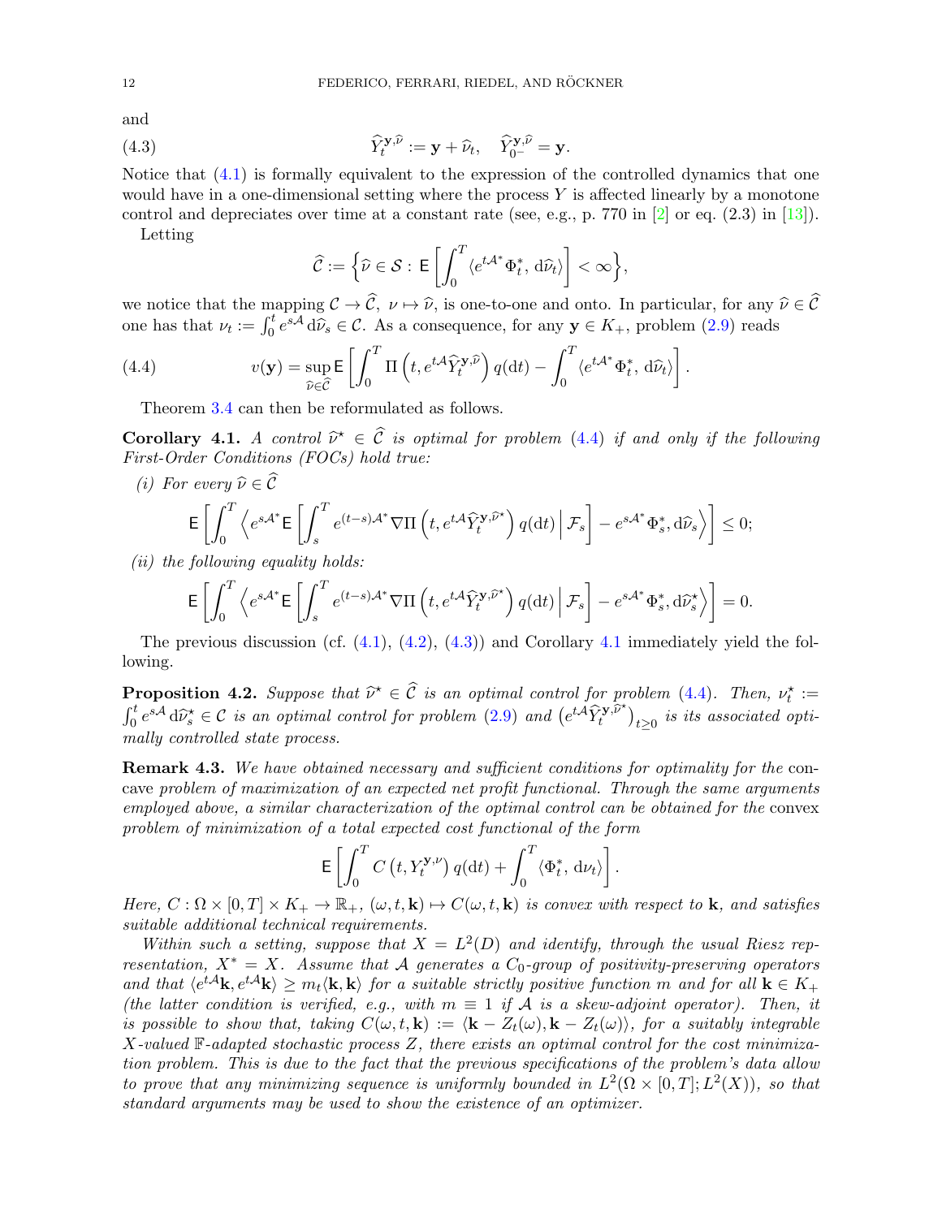and

$$\widehat{Y}_t^{\mathbf{y},\widehat{\nu}} := \mathbf{y} + \widehat{\nu}_t, \quad \widehat{Y}_{0^-}^{\mathbf{y},\widehat{\nu}} = \mathbf{y}. \tag{4.3}$$

Notice that (4.1) is formally equivalent to the expression of the controlled dynamics that one would have in a one-dimensional setting where the process $Y$ is affected linearly by a monotone control and depreciates over time at a constant rate (see, e.g., p. 770 in [2] or eq. (2.3) in [13]).

Letting

$$\widehat{\mathcal{C}} := \Big\{ \widehat{\nu} \in \mathcal{S} : \mathsf{E}\left[ \int_0^T \langle e^{t\mathcal{A}^*} \Phi_t^*, \, \mathrm{d}\widehat{\nu}_t \rangle \right] < \infty \Big\},$$

we notice that the mapping $\mathcal{C} \to \widehat{\mathcal{C}}$, $\nu \mapsto \widehat{\nu}$, is one-to-one and onto. In particular, for any $\widehat{\nu} \in \widehat{\mathcal{C}}$ one has that $\nu_t := \int_0^t e^{s\mathcal{A}} \, \mathrm{d}\widehat{\nu}_s \in \mathcal{C}$. As a consequence, for any $\mathbf{y} \in K_+$, problem (2.9) reads

$$v(\mathbf{y}) = \sup_{\widehat{\nu} \in \widehat{\mathcal{C}}} \mathsf{E}\left[ \int_0^T \Pi\left(t, e^{t\mathcal{A}} \widehat{Y}_t^{\mathbf{y},\widehat{\nu}}\right) q(\mathrm{d}t) - \int_0^T \langle e^{t\mathcal{A}^*} \Phi_t^*, \, \mathrm{d}\widehat{\nu}_t \rangle \right]. \tag{4.4}$$

Theorem 3.4 can then be reformulated as follows.

**Corollary 4.1.** *A control $\widehat{\nu}^\star \in \widehat{\mathcal{C}}$ is optimal for problem (4.4) if and only if the following First-Order Conditions (FOCs) hold true:*

*(i) For every $\widehat{\nu} \in \widehat{\mathcal{C}}$*

$$\mathsf{E}\left[ \int_0^T \left\langle e^{s\mathcal{A}^*} \mathsf{E}\left[ \int_s^T e^{(t-s)\mathcal{A}^*} \nabla \Pi\left(t, e^{t\mathcal{A}} \widehat{Y}_t^{\mathbf{y},\widehat{\nu}^\star}\right) q(\mathrm{d}t) \,\Big|\, \mathcal{F}_s \right] - e^{s\mathcal{A}^*} \Phi_s^*, \mathrm{d}\widehat{\nu}_s \right\rangle \right] \leq 0;$$

*(ii) the following equality holds:*

$$\mathsf{E}\left[ \int_0^T \left\langle e^{s\mathcal{A}^*} \mathsf{E}\left[ \int_s^T e^{(t-s)\mathcal{A}^*} \nabla \Pi\left(t, e^{t\mathcal{A}} \widehat{Y}_t^{\mathbf{y},\widehat{\nu}^\star}\right) q(\mathrm{d}t) \,\Big|\, \mathcal{F}_s \right] - e^{s\mathcal{A}^*} \Phi_s^*, \mathrm{d}\widehat{\nu}_s^\star \right\rangle \right] = 0.$$

The previous discussion (cf. (4.1), (4.2), (4.3)) and Corollary 4.1 immediately yield the following.

**Proposition 4.2.** *Suppose that $\widehat{\nu}^\star \in \widehat{\mathcal{C}}$ is an optimal control for problem (4.4). Then, $\nu_t^\star := \int_0^t e^{s\mathcal{A}} \, \mathrm{d}\widehat{\nu}_s^\star \in \mathcal{C}$ is an optimal control for problem (2.9) and $\left(e^{t\mathcal{A}} \widehat{Y}_t^{\mathbf{y},\widehat{\nu}^\star}\right)_{t \geq 0}$ is its associated optimally controlled state process.*

**Remark 4.3.** *We have obtained necessary and sufficient conditions for optimality for the* concave *problem of maximization of an expected net profit functional. Through the same arguments employed above, a similar characterization of the optimal control can be obtained for the* convex *problem of minimization of a total expected cost functional of the form*

$$\mathsf{E}\left[ \int_0^T C\left(t, Y_t^{\mathbf{y},\nu}\right) q(\mathrm{d}t) + \int_0^T \langle \Phi_t^*, \, \mathrm{d}\nu_t \rangle \right].$$

*Here, $C : \Omega \times [0,T] \times K_+ \to \mathbb{R}_+$, $(\omega, t, \mathbf{k}) \mapsto C(\omega, t, \mathbf{k})$ is convex with respect to $\mathbf{k}$, and satisfies suitable additional technical requirements.*

*Within such a setting, suppose that $X = L^2(D)$ and identify, through the usual Riesz representation, $X^* = X$. Assume that $\mathcal{A}$ generates a $C_0$-group of positivity-preserving operators and that $\langle e^{t\mathcal{A}}\mathbf{k}, e^{t\mathcal{A}}\mathbf{k} \rangle \geq m_t \langle \mathbf{k}, \mathbf{k} \rangle$ for a suitable strictly positive function $m$ and for all $\mathbf{k} \in K_+$ (the latter condition is verified, e.g., with $m \equiv 1$ if $\mathcal{A}$ is a skew-adjoint operator). Then, it is possible to show that, taking $C(\omega, t, \mathbf{k}) := \langle \mathbf{k} - Z_t(\omega), \mathbf{k} - Z_t(\omega) \rangle$, for a suitably integrable $X$-valued $\mathbb{F}$-adapted stochastic process $Z$, there exists an optimal control for the cost minimization problem. This is due to the fact that the previous specifications of the problem's data allow to prove that any minimizing sequence is uniformly bounded in $L^2(\Omega \times [0,T]; L^2(X))$, so that standard arguments may be used to show the existence of an optimizer.*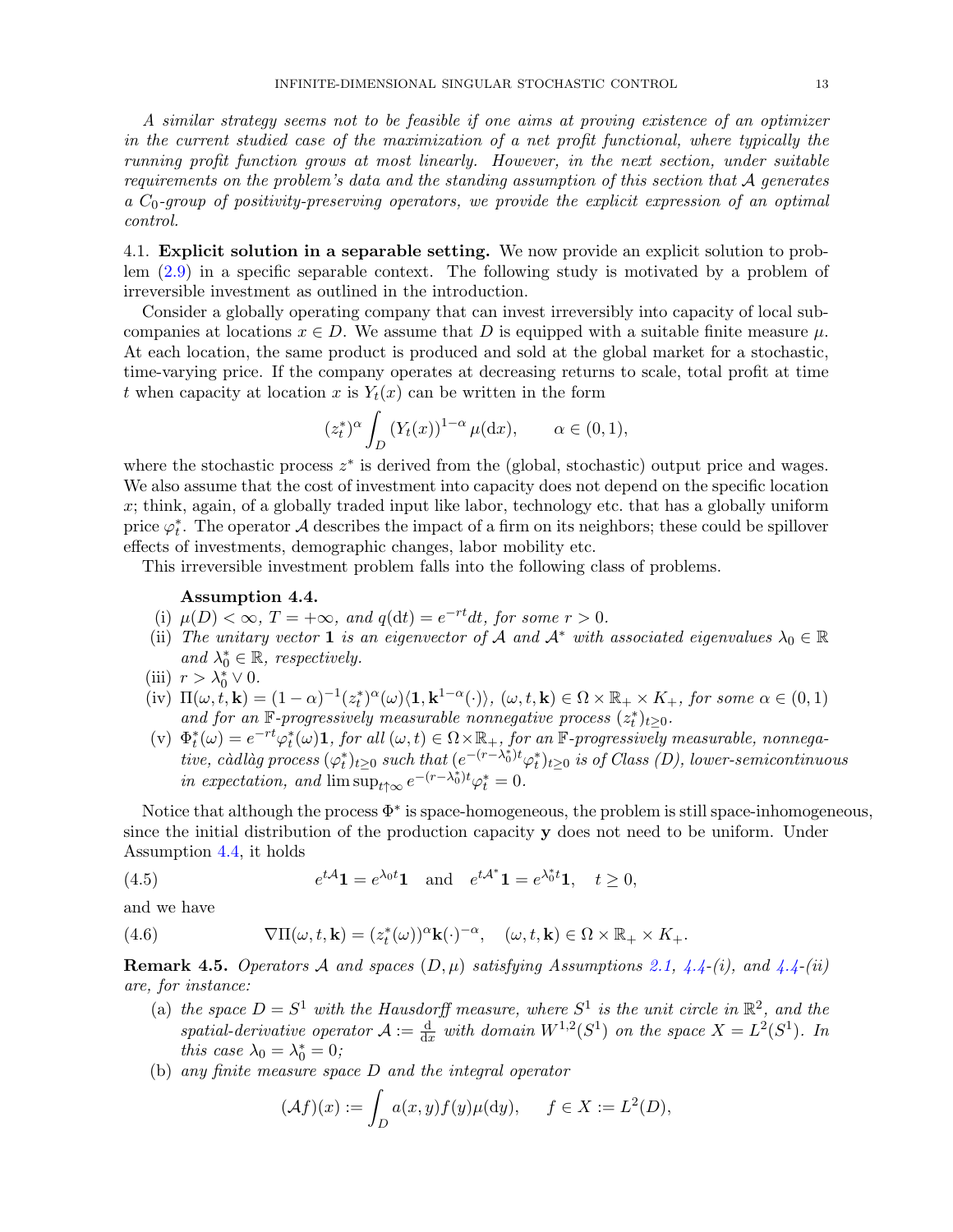*A similar strategy seems not to be feasible if one aims at proving existence of an optimizer in the current studied case of the maximization of a net profit functional, where typically the running profit function grows at most linearly. However, in the next section, under suitable requirements on the problem's data and the standing assumption of this section that $\mathcal{A}$ generates a $C_0$-group of positivity-preserving operators, we provide the explicit expression of an optimal control.*

4.1. **Explicit solution in a separable setting.** We now provide an explicit solution to problem (2.9) in a specific separable context. The following study is motivated by a problem of irreversible investment as outlined in the introduction.

Consider a globally operating company that can invest irreversibly into capacity of local subcompanies at locations $x \in D$. We assume that $D$ is equipped with a suitable finite measure $\mu$. At each location, the same product is produced and sold at the global market for a stochastic, time-varying price. If the company operates at decreasing returns to scale, total profit at time $t$ when capacity at location $x$ is $Y_t(x)$ can be written in the form

$$(z_t^*)^\alpha \int_D (Y_t(x))^{1-\alpha}\,\mu(\mathrm{d}x), \qquad \alpha \in (0,1),$$

where the stochastic process $z^*$ is derived from the (global, stochastic) output price and wages. We also assume that the cost of investment into capacity does not depend on the specific location $x$; think, again, of a globally traded input like labor, technology etc. that has a globally uniform price $\varphi_t^*$. The operator $\mathcal{A}$ describes the impact of a firm on its neighbors; these could be spillover effects of investments, demographic changes, labor mobility etc.

This irreversible investment problem falls into the following class of problems.

**Assumption 4.4.**

(i) *$\mu(D) < \infty$, $T = +\infty$, and $q(\mathrm{d}t) = e^{-rt}dt$, for some $r > 0$.*

(ii) *The unitary vector $\mathbf{1}$ is an eigenvector of $\mathcal{A}$ and $\mathcal{A}^*$ with associated eigenvalues $\lambda_0 \in \mathbb{R}$ and $\lambda_0^* \in \mathbb{R}$, respectively.*

(iii) *$r > \lambda_0^* \vee 0$.*

(iv) *$\Pi(\omega, t, \mathbf{k}) = (1-\alpha)^{-1}(z_t^*)^\alpha(\omega)\langle \mathbf{1}, \mathbf{k}^{1-\alpha}(\cdot)\rangle$, $(\omega, t, \mathbf{k}) \in \Omega \times \mathbb{R}_+ \times K_+$, for some $\alpha \in (0,1)$ and for an $\mathbb{F}$-progressively measurable nonnegative process $(z_t^*)_{t\geq 0}$.*

(v) *$\Phi_t^*(\omega) = e^{-rt}\varphi_t^*(\omega)\mathbf{1}$, for all $(\omega, t) \in \Omega \times \mathbb{R}_+$, for an $\mathbb{F}$-progressively measurable, nonnegative, càdlàg process $(\varphi_t^*)_{t\geq 0}$ such that $(e^{-(r-\lambda_0^*)t}\varphi_t^*)_{t\geq 0}$ is of Class (D), lower-semicontinuous in expectation, and $\limsup_{t\uparrow\infty} e^{-(r-\lambda_0^*)t}\varphi_t^* = 0$.*

Notice that although the process $\Phi^*$ is space-homogeneous, the problem is still space-inhomogeneous, since the initial distribution of the production capacity $\mathbf{y}$ does not need to be uniform. Under Assumption 4.4, it holds

$$e^{t\mathcal{A}}\mathbf{1} = e^{\lambda_0 t}\mathbf{1} \quad \text{and} \quad e^{t\mathcal{A}^*}\mathbf{1} = e^{\lambda_0^* t}\mathbf{1}, \quad t \geq 0, \tag{4.5}$$

and we have

$$\nabla \Pi(\omega, t, \mathbf{k}) = (z_t^*(\omega))^\alpha \mathbf{k}(\cdot)^{-\alpha}, \quad (\omega, t, \mathbf{k}) \in \Omega \times \mathbb{R}_+ \times K_+. \tag{4.6}$$

**Remark 4.5.** *Operators $\mathcal{A}$ and spaces $(D, \mu)$ satisfying Assumptions 2.1, 4.4-(i), and 4.4-(ii) are, for instance:*

(a) *the space $D = S^1$ with the Hausdorff measure, where $S^1$ is the unit circle in $\mathbb{R}^2$, and the spatial-derivative operator $\mathcal{A} := \frac{\mathrm{d}}{\mathrm{d}x}$ with domain $W^{1,2}(S^1)$ on the space $X = L^2(S^1)$. In this case $\lambda_0 = \lambda_0^* = 0$;*

(b) *any finite measure space $D$ and the integral operator*

$$(\mathcal{A}f)(x) := \int_D a(x,y) f(y)\mu(\mathrm{d}y), \qquad f \in X := L^2(D),$$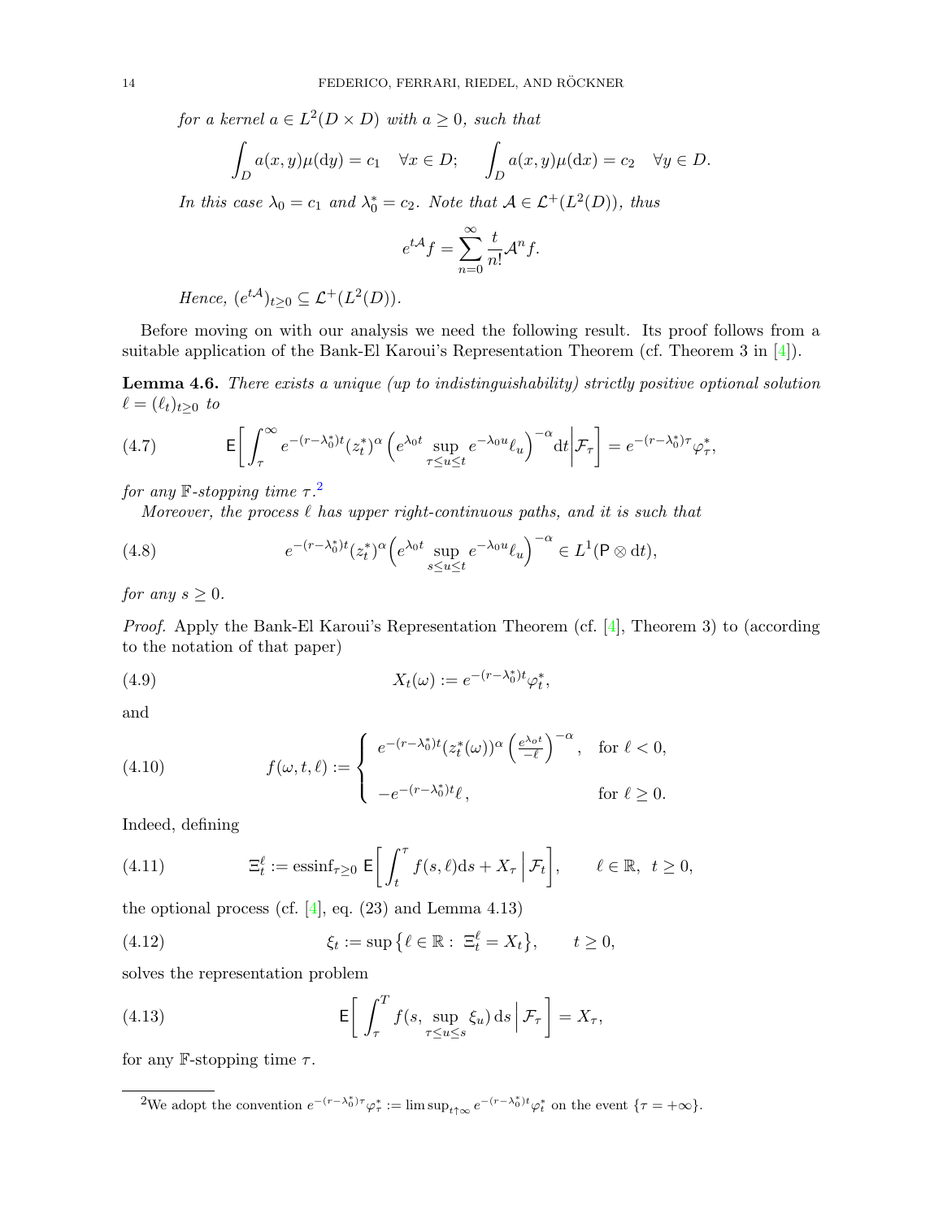*for a kernel $a \in L^2(D \times D)$ with $a \geq 0$, such that*

$$\int_D a(x,y)\mu(\mathrm{d}y) = c_1 \quad \forall x \in D; \qquad \int_D a(x,y)\mu(\mathrm{d}x) = c_2 \quad \forall y \in D.$$

*In this case $\lambda_0 = c_1$ and $\lambda_0^* = c_2$. Note that $\mathcal{A} \in \mathcal{L}^+(L^2(D))$, thus*

$$e^{t\mathcal{A}} f = \sum_{n=0}^{\infty} \frac{t}{n!} \mathcal{A}^n f.$$

*Hence, $(e^{t\mathcal{A}})_{t\geq 0} \subseteq \mathcal{L}^+(L^2(D))$.*

Before moving on with our analysis we need the following result. Its proof follows from a suitable application of the Bank-El Karoui's Representation Theorem (cf. Theorem 3 in [4]).

**Lemma 4.6.** *There exists a unique (up to indistinguishability) strictly positive optional solution $\ell = (\ell_t)_{t\geq 0}$ to*

$$\mathsf{E}\bigg[\int_\tau^\infty e^{-(r-\lambda_0^*)t}(z_t^*)^\alpha \Big(e^{\lambda_0 t}\sup_{\tau\leq u\leq t} e^{-\lambda_0 u}\ell_u\Big)^{-\alpha}\mathrm{d}t\bigg|\mathcal{F}_\tau\bigg] = e^{-(r-\lambda_0^*)\tau}\varphi_\tau^*, \tag{4.7}$$

*for any $\mathbb{F}$-stopping time $\tau$.*[2]

*Moreover, the process $\ell$ has upper right-continuous paths, and it is such that*

$$e^{-(r-\lambda_0^*)t}(z_t^*)^\alpha\Big(e^{\lambda_0 t}\sup_{s\leq u\leq t} e^{-\lambda_0 u}\ell_u\Big)^{-\alpha} \in L^1(\mathsf{P}\otimes \mathrm{d}t), \tag{4.8}$$

*for any $s \geq 0$.*

*Proof.* Apply the Bank-El Karoui's Representation Theorem (cf. [4], Theorem 3) to (according to the notation of that paper)

$$X_t(\omega) := e^{-(r-\lambda_0^*)t}\varphi_t^*, \tag{4.9}$$

and

$$f(\omega,t,\ell) := \begin{cases} e^{-(r-\lambda_0^*)t}(z_t^*(\omega))^\alpha \left(\frac{e^{\lambda_0 t}}{-\ell}\right)^{-\alpha}, & \text{for } \ell < 0, \\[2ex] -e^{-(r-\lambda_0^*)t}\ell\,, & \text{for } \ell \geq 0. \end{cases} \tag{4.10}$$

Indeed, defining

$$\Xi_t^\ell := \operatorname{essinf}_{\tau\geq 0}\, \mathsf{E}\bigg[\int_t^\tau f(s,\ell)\mathrm{d}s + X_\tau \,\Big|\, \mathcal{F}_t\bigg], \qquad \ell\in\mathbb{R},\ t\geq 0, \tag{4.11}$$

the optional process (cf. [4], eq. (23) and Lemma 4.13)

$$\xi_t := \sup\big\{\ell\in\mathbb{R}:\ \Xi_t^\ell = X_t\big\}, \qquad t\geq 0, \tag{4.12}$$

solves the representation problem

$$\mathsf{E}\bigg[\int_\tau^T f(s,\sup_{\tau\leq u\leq s}\xi_u)\,\mathrm{d}s\,\Big|\,\mathcal{F}_\tau\bigg] = X_\tau, \tag{4.13}$$

for any $\mathbb{F}$-stopping time $\tau$.

---

[2] We adopt the convention $e^{-(r-\lambda_0^*)\tau}\varphi_\tau^* := \limsup_{t\uparrow\infty} e^{-(r-\lambda_0^*)t}\varphi_t^*$ on the event $\{\tau = +\infty\}$.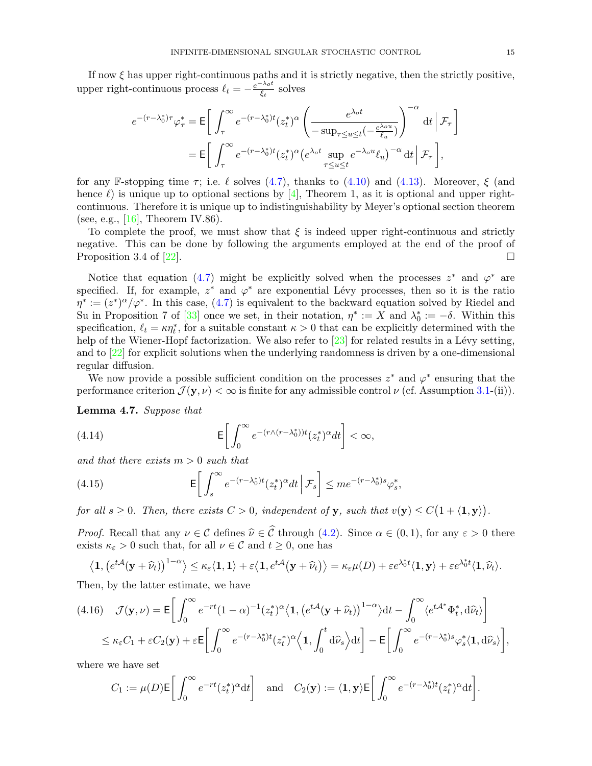If now $\xi$ has upper right-continuous paths and it is strictly negative, then the strictly positive, upper right-continuous process $\ell_t = -\frac{e^{-\lambda_o t}}{\xi_t}$ solves

$$
\begin{aligned}
e^{-(r-\lambda_0^*)\tau}\varphi_\tau^* &= \mathsf{E}\bigg[\int_\tau^\infty e^{-(r-\lambda_0^*)t}(z_t^*)^\alpha \left(\frac{e^{\lambda_o t}}{-\sup_{\tau\le u\le t}(-\frac{e^{\lambda_o u}}{\ell_u})}\right)^{-\alpha} \mathrm{d}t \,\Big|\, \mathcal{F}_\tau\bigg] \\
&= \mathsf{E}\bigg[\int_\tau^\infty e^{-(r-\lambda_0^*)t}(z_t^*)^\alpha \big(e^{\lambda_o t}\sup_{\tau\le u\le t} e^{-\lambda_o u}\ell_u\big)^{-\alpha}\,\mathrm{d}t \,\Big|\, \mathcal{F}_\tau\bigg],
\end{aligned}
$$

for any $\mathbb{F}$-stopping time $\tau$; i.e. $\ell$ solves (4.7), thanks to (4.10) and (4.13). Moreover, $\xi$ (and hence $\ell$) is unique up to optional sections by [4], Theorem 1, as it is optional and upper right-continuous. Therefore it is unique up to indistinguishability by Meyer's optional section theorem (see, e.g., [16], Theorem IV.86).

To complete the proof, we must show that $\xi$ is indeed upper right-continuous and strictly negative. This can be done by following the arguments employed at the end of the proof of Proposition 3.4 of [22]. $\square$

Notice that equation (4.7) might be explicitly solved when the processes $z^*$ and $\varphi^*$ are specified. If, for example, $z^*$ and $\varphi^*$ are exponential Lévy processes, then so it is the ratio $\eta^* := (z^*)^\alpha/\varphi^*$. In this case, (4.7) is equivalent to the backward equation solved by Riedel and Su in Proposition 7 of [33] once we set, in their notation, $\eta^* := X$ and $\lambda_0^* := -\delta$. Within this specification, $\ell_t = \kappa\eta_t^*$, for a suitable constant $\kappa > 0$ that can be explicitly determined with the help of the Wiener-Hopf factorization. We also refer to [23] for related results in a Lévy setting, and to [22] for explicit solutions when the underlying randomness is driven by a one-dimensional regular diffusion.

We now provide a possible sufficient condition on the processes $z^*$ and $\varphi^*$ ensuring that the performance criterion $\mathcal{J}(\mathbf{y},\nu) < \infty$ is finite for any admissible control $\nu$ (cf. Assumption 3.1-(ii)).

**Lemma 4.7.** *Suppose that*

$$
\mathsf{E}\bigg[\int_0^\infty e^{-(r\wedge(r-\lambda_0^*))t}(z_t^*)^\alpha dt\bigg] < \infty, \tag{4.14}
$$

*and that there exists $m > 0$ such that*

$$
\mathsf{E}\bigg[\int_s^\infty e^{-(r-\lambda_0^*)t}(z_t^*)^\alpha dt \,\Big|\, \mathcal{F}_s\bigg] \le m e^{-(r-\lambda_0^*)s}\varphi_s^*, \tag{4.15}
$$

*for all $s \ge 0$. Then, there exists $C > 0$, independent of $\mathbf{y}$, such that $v(\mathbf{y}) \le C\big(1 + \langle \mathbf{1}, \mathbf{y}\rangle\big)$.*

*Proof.* Recall that any $\nu \in \mathcal{C}$ defines $\widehat{\nu} \in \widehat{\mathcal{C}}$ through (4.2). Since $\alpha \in (0,1)$, for any $\varepsilon > 0$ there exists $\kappa_\varepsilon > 0$ such that, for all $\nu \in \mathcal{C}$ and $t \ge 0$, one has

$$
\big\langle \mathbf{1}, \big(e^{t\mathcal{A}}(\mathbf{y}+\widehat{\nu}_t)\big)^{1-\alpha}\big\rangle \le \kappa_\varepsilon\langle \mathbf{1},\mathbf{1}\rangle + \varepsilon\big\langle \mathbf{1}, e^{t\mathcal{A}}\big(\mathbf{y}+\widehat{\nu}_t\big)\big\rangle = \kappa_\varepsilon\mu(D) + \varepsilon e^{\lambda_0^* t}\langle \mathbf{1},\mathbf{y}\rangle + \varepsilon e^{\lambda_0^* t}\langle \mathbf{1},\widehat{\nu}_t\rangle.
$$

Then, by the latter estimate, we have

$$
\begin{aligned}
\mathcal{J}(\mathbf{y},\nu) &= \mathsf{E}\bigg[\int_0^\infty e^{-rt}(1-\alpha)^{-1}(z_t^*)^\alpha\big\langle \mathbf{1}, \big(e^{t\mathcal{A}}(\mathbf{y}+\widehat{\nu}_t)\big)^{1-\alpha}\big\rangle \mathrm{d}t - \int_0^\infty \langle e^{t\mathcal{A}^*}\Phi_t^*, \mathrm{d}\widehat{\nu}_t\rangle\bigg] \\
&\le \kappa_\varepsilon C_1 + \varepsilon C_2(\mathbf{y}) + \varepsilon\mathsf{E}\bigg[\int_0^\infty e^{-(r-\lambda_0^*)t}(z_t^*)^\alpha\Big\langle \mathbf{1}, \int_0^t \mathrm{d}\widehat{\nu}_s\Big\rangle \mathrm{d}t\bigg] - \mathsf{E}\bigg[\int_0^\infty e^{-(r-\lambda_0^*)s}\varphi_s^*\langle \mathbf{1}, \mathrm{d}\widehat{\nu}_s\rangle\bigg],
\end{aligned} \tag{4.16}
$$

where we have set

$$
C_1 := \mu(D)\mathsf{E}\bigg[\int_0^\infty e^{-rt}(z_t^*)^\alpha \mathrm{d}t\bigg] \quad \text{and} \quad C_2(\mathbf{y}) := \langle \mathbf{1},\mathbf{y}\rangle\mathsf{E}\bigg[\int_0^\infty e^{-(r-\lambda_0^*)t}(z_t^*)^\alpha \mathrm{d}t\bigg].
$$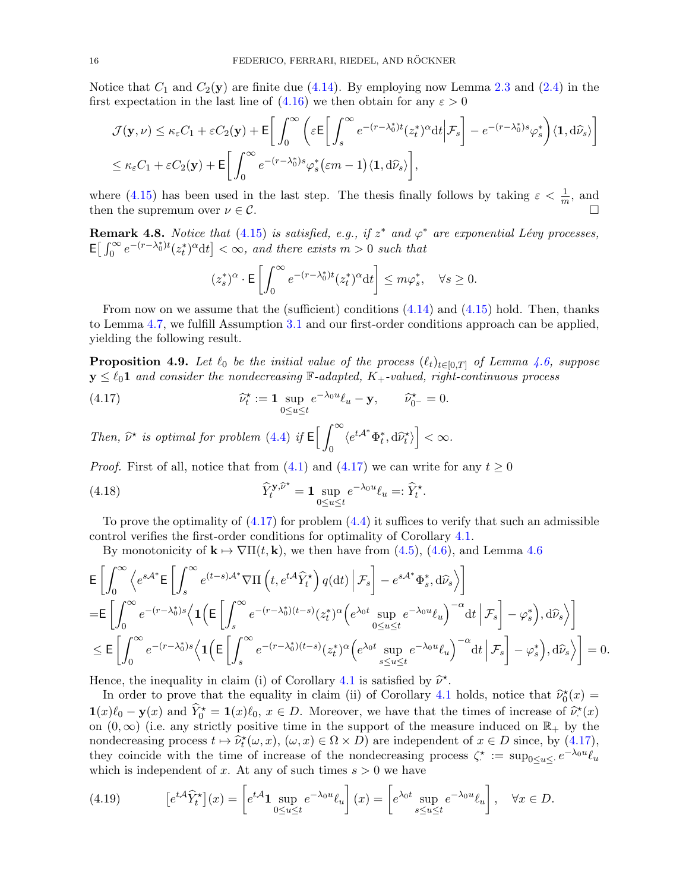Notice that $C_1$ and $C_2(\mathbf{y})$ are finite due (4.14). By employing now Lemma 2.3 and (2.4) in the first expectation in the last line of (4.16) we then obtain for any $\varepsilon > 0$

$$
\begin{aligned}
\mathcal{J}(\mathbf{y},\nu) &\leq \kappa_\varepsilon C_1 + \varepsilon C_2(\mathbf{y}) + \mathsf{E}\bigg[\int_0^\infty \bigg(\varepsilon \mathsf{E}\bigg[\int_s^\infty e^{-(r-\lambda_0^*)t}(z_t^*)^\alpha \mathrm{d}t\bigg|\mathcal{F}_s\bigg] - e^{-(r-\lambda_0^*)s}\varphi_s^*\bigg)\langle \mathbf{1}, \mathrm{d}\widehat{\nu}_s\rangle\bigg] \\
&\leq \kappa_\varepsilon C_1 + \varepsilon C_2(\mathbf{y}) + \mathsf{E}\bigg[\int_0^\infty e^{-(r-\lambda_0^*)s}\varphi_s^*\big(\varepsilon m - 1\big)\langle \mathbf{1}, \mathrm{d}\widehat{\nu}_s\rangle\bigg],
\end{aligned}
$$

where (4.15) has been used in the last step. The thesis finally follows by taking $\varepsilon < \frac{1}{m}$, and then the supremum over $\nu \in \mathcal{C}$. $\square$

**Remark 4.8.** *Notice that (4.15) is satisfied, e.g., if $z^*$ and $\varphi^*$ are exponential Lévy processes, $\mathsf{E}\big[\int_0^\infty e^{-(r-\lambda_0^*)t}(z_t^*)^\alpha \mathrm{d}t\big] < \infty$, and there exists $m > 0$ such that*

$$
(z_s^*)^\alpha \cdot \mathsf{E}\left[\int_0^\infty e^{-(r-\lambda_0^*)t}(z_t^*)^\alpha \mathrm{d}t\right] \leq m\varphi_s^*, \quad \forall s \geq 0.
$$

From now on we assume that the (sufficient) conditions (4.14) and (4.15) hold. Then, thanks to Lemma 4.7, we fulfill Assumption 3.1 and our first-order conditions approach can be applied, yielding the following result.

**Proposition 4.9.** *Let $\ell_0$ be the initial value of the process $(\ell_t)_{t\in[0,T]}$ of Lemma 4.6, suppose $\mathbf{y} \leq \ell_0 \mathbf{1}$ and consider the nondecreasing $\mathbb{F}$-adapted, $K_+$-valued, right-continuous process*

$$
\widehat{\nu}_t^\star := \mathbf{1} \sup_{0\leq u\leq t} e^{-\lambda_0 u}\ell_u - \mathbf{y}, \qquad \widehat{\nu}_{0^-}^\star = 0. \tag{4.17}
$$

*Then, $\widehat{\nu}^\star$ is optimal for problem (4.4) if $\mathsf{E}\Big[\displaystyle\int_0^\infty \langle e^{t\mathcal{A}^*}\Phi_t^*, \mathrm{d}\widehat{\nu}_t^\star\rangle\Big] < \infty$.*

*Proof.* First of all, notice that from (4.1) and (4.17) we can write for any $t \geq 0$

$$
\widehat{Y}_t^{\mathbf{y},\widehat{\nu}^\star} = \mathbf{1} \sup_{0\leq u\leq t} e^{-\lambda_0 u}\ell_u =: \widehat{Y}_t^\star. \tag{4.18}
$$

To prove the optimality of (4.17) for problem (4.4) it suffices to verify that such an admissible control verifies the first-order conditions for optimality of Corollary 4.1.

By monotonicity of $\mathbf{k} \mapsto \nabla\Pi(t,\mathbf{k})$, we then have from (4.5), (4.6), and Lemma 4.6

$$
\begin{aligned}
&\mathsf{E}\left[\int_0^\infty \left\langle e^{s\mathcal{A}^*}\mathsf{E}\left[\int_s^\infty e^{(t-s)\mathcal{A}^*}\nabla\Pi\left(t, e^{t\mathcal{A}}\widehat{Y}_t^\star\right)q(\mathrm{d}t)\,\Big|\,\mathcal{F}_s\right] - e^{s\mathcal{A}^*}\Phi_s^*, \mathrm{d}\widehat{\nu}_s\right\rangle\right] \\
=&\mathsf{E}\left[\int_0^\infty e^{-(r-\lambda_0^*)s}\Big\langle \mathbf{1}\Big(\mathsf{E}\left[\int_s^\infty e^{-(r-\lambda_0^*)(t-s)}(z_t^*)^\alpha\Big(e^{\lambda_0 t}\sup_{0\leq u\leq t} e^{-\lambda_0 u}\ell_u\Big)^{-\alpha}\mathrm{d}t\,\Big|\,\mathcal{F}_s\right] - \varphi_s^*\Big), \mathrm{d}\widehat{\nu}_s\Big\rangle\right] \\
\leq\ &\mathsf{E}\left[\int_0^\infty e^{-(r-\lambda_0^*)s}\Big\langle \mathbf{1}\Big(\mathsf{E}\left[\int_s^\infty e^{-(r-\lambda_0^*)(t-s)}(z_t^*)^\alpha\Big(e^{\lambda_0 t}\sup_{s\leq u\leq t} e^{-\lambda_0 u}\ell_u\Big)^{-\alpha}\mathrm{d}t\,\Big|\,\mathcal{F}_s\right] - \varphi_s^*\Big), \mathrm{d}\widehat{\nu}_s\Big\rangle\right] = 0.
\end{aligned}
$$

Hence, the inequality in claim (i) of Corollary 4.1 is satisfied by $\widehat{\nu}^\star$.

In order to prove that the equality in claim (ii) of Corollary 4.1 holds, notice that $\widehat{\nu}_0^\star(x) = \mathbf{1}(x)\ell_0 - \mathbf{y}(x)$ and $\widehat{Y}_0^\star = \mathbf{1}(x)\ell_0$, $x \in D$. Moreover, we have that the times of increase of $\widehat{\nu}_\cdot^\star(x)$ on $(0,\infty)$ (i.e. any strictly positive time in the support of the measure induced on $\mathbb{R}_+$ by the nondecreasing process $t \mapsto \widehat{\nu}_t^\star(\omega,x)$, $(\omega,x) \in \Omega \times D$) are independent of $x \in D$ since, by (4.17), they coincide with the time of increase of the nondecreasing process $\zeta^\star := \sup_{0\leq u\leq \cdot} e^{-\lambda_0 u}\ell_u$ which is independent of $x$. At any of such times $s > 0$ we have

$$
\big[e^{t\mathcal{A}}\widehat{Y}_t^\star\big](x) = \left[e^{t\mathcal{A}}\mathbf{1}\sup_{0\leq u\leq t} e^{-\lambda_0 u}\ell_u\right](x) = \left[e^{\lambda_0 t}\sup_{s\leq u\leq t} e^{-\lambda_0 u}\ell_u\right], \quad \forall x \in D. \tag{4.19}
$$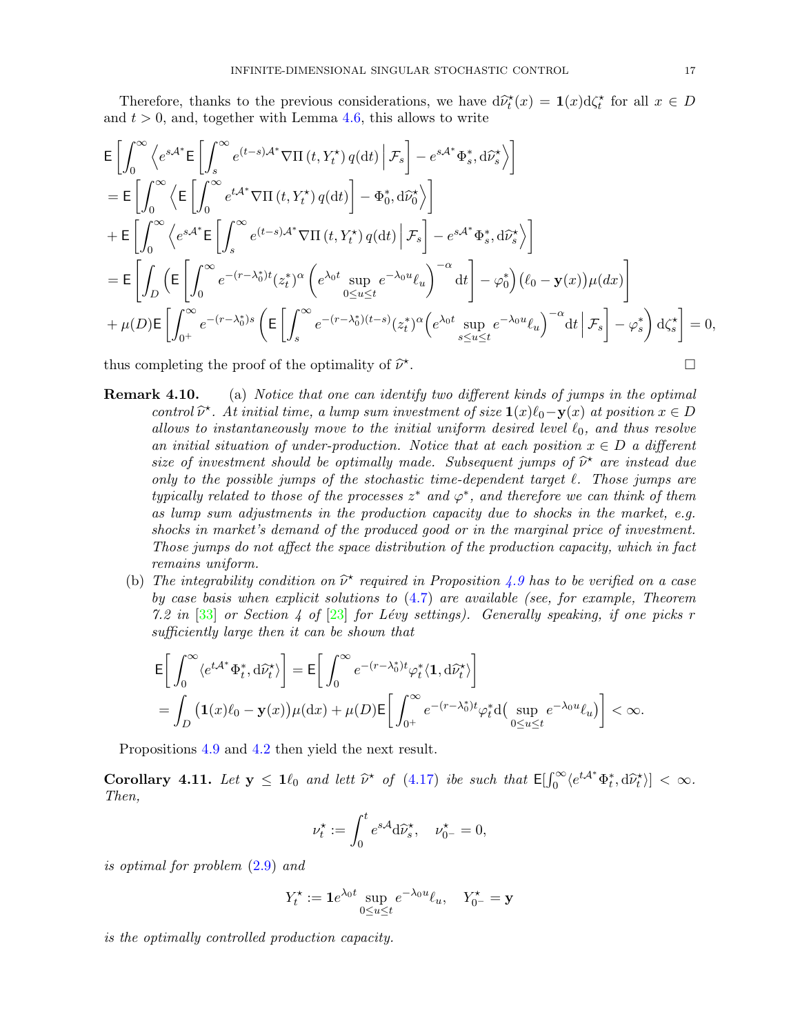Therefore, thanks to the previous considerations, we have $\mathrm{d}\widehat{\nu}^\star_t(x) = \mathbf{1}(x)\mathrm{d}\zeta^\star_t$ for all $x \in D$ and $t > 0$, and, together with Lemma 4.6, this allows to write

$$
\begin{aligned}
&\mathsf{E}\left[\int_0^\infty \left\langle e^{s\mathcal{A}^*}\mathsf{E}\left[\int_s^\infty e^{(t-s)\mathcal{A}^*}\nabla\Pi\left(t, Y^\star_t\right) q(\mathrm{d}t)\,\Big|\,\mathcal{F}_s\right] - e^{s\mathcal{A}^*}\Phi^*_s, \mathrm{d}\widehat{\nu}^\star_s\right\rangle\right] \\
&= \mathsf{E}\left[\int_0^\infty \left\langle \mathsf{E}\left[\int_0^\infty e^{t\mathcal{A}^*}\nabla\Pi\left(t, Y^\star_t\right) q(\mathrm{d}t)\right] - \Phi^*_0, \mathrm{d}\widehat{\nu}^\star_0\right\rangle\right] \\
&+ \mathsf{E}\left[\int_0^\infty \left\langle e^{s\mathcal{A}^*}\mathsf{E}\left[\int_s^\infty e^{(t-s)\mathcal{A}^*}\nabla\Pi\left(t, Y^\star_t\right) q(\mathrm{d}t)\,\Big|\,\mathcal{F}_s\right] - e^{s\mathcal{A}^*}\Phi^*_s, \mathrm{d}\widehat{\nu}^\star_s\right\rangle\right] \\
&= \mathsf{E}\left[\int_D \left(\mathsf{E}\left[\int_0^\infty e^{-(r-\lambda^*_0)t}(z^*_t)^\alpha\left(e^{\lambda_0 t}\sup_{0\le u\le t} e^{-\lambda_0 u}\ell_u\right)^{-\alpha}\mathrm{d}t\right] - \varphi^*_0\right)\big(\ell_0 - \mathbf{y}(x)\big)\mu(dx)\right] \\
&+ \mu(D)\mathsf{E}\left[\int_{0^+}^\infty e^{-(r-\lambda^*_0)s}\left(\mathsf{E}\left[\int_s^\infty e^{-(r-\lambda^*_0)(t-s)}(z^*_t)^\alpha\Big(e^{\lambda_0 t}\sup_{s\le u\le t} e^{-\lambda_0 u}\ell_u\Big)^{-\alpha}\mathrm{d}t\,\Big|\,\mathcal{F}_s\right] - \varphi^*_s\right)\mathrm{d}\zeta^\star_s\right] = 0,
\end{aligned}
$$

thus completing the proof of the optimality of $\widehat{\nu}^\star$. □

**Remark 4.10.** (a) *Notice that one can identify two different kinds of jumps in the optimal control $\widehat{\nu}^\star$. At initial time, a lump sum investment of size $\mathbf{1}(x)\ell_0 - \mathbf{y}(x)$ at position $x \in D$ allows to instantaneously move to the initial uniform desired level $\ell_0$, and thus resolve an initial situation of under-production. Notice that at each position $x \in D$ a different size of investment should be optimally made. Subsequent jumps of $\widehat{\nu}^\star$ are instead due only to the possible jumps of the stochastic time-dependent target $\ell$. Those jumps are typically related to those of the processes $z^*$ and $\varphi^*$, and therefore we can think of them as lump sum adjustments in the production capacity due to shocks in the market, e.g. shocks in market's demand of the produced good or in the marginal price of investment. Those jumps do not affect the space distribution of the production capacity, which in fact remains uniform.*

(b) *The integrability condition on $\widehat{\nu}^\star$ required in Proposition 4.9 has to be verified on a case by case basis when explicit solutions to (4.7) are available (see, for example, Theorem 7.2 in [33] or Section 4 of [23] for Lévy settings). Generally speaking, if one picks $r$ sufficiently large then it can be shown that*

$$
\begin{aligned}
&\mathsf{E}\bigg[\int_0^\infty \langle e^{t\mathcal{A}^*}\Phi^*_t, \mathrm{d}\widehat{\nu}^\star_t\rangle\bigg] = \mathsf{E}\bigg[\int_0^\infty e^{-(r-\lambda^*_0)t}\varphi^*_t\langle \mathbf{1}, \mathrm{d}\widehat{\nu}^\star_t\rangle\bigg] \\
&= \int_D \big(\mathbf{1}(x)\ell_0 - \mathbf{y}(x)\big)\mu(\mathrm{d}x) + \mu(D)\mathsf{E}\bigg[\int_{0^+}^\infty e^{-(r-\lambda^*_0)t}\varphi^*_t\mathrm{d}\big(\sup_{0\le u\le t} e^{-\lambda_0 u}\ell_u\big)\bigg] < \infty.
\end{aligned}
$$

Propositions 4.9 and 4.2 then yield the next result.

**Corollary 4.11.** *Let $\mathbf{y} \le \mathbf{1}\ell_0$ and lett $\widehat{\nu}^\star$ of (4.17) ibe such that $\mathsf{E}[\int_0^\infty \langle e^{t\mathcal{A}^*}\Phi^*_t, \mathrm{d}\widehat{\nu}^\star_t\rangle] < \infty$. Then,*

$$
\nu^\star_t := \int_0^t e^{s\mathcal{A}}\mathrm{d}\widehat{\nu}^\star_s, \quad \nu^\star_{0^-} = 0,
$$

*is optimal for problem (2.9) and*

$$
Y^\star_t := \mathbf{1}e^{\lambda_0 t}\sup_{0\le u\le t} e^{-\lambda_0 u}\ell_u, \quad Y^\star_{0^-} = \mathbf{y}
$$

*is the optimally controlled production capacity.*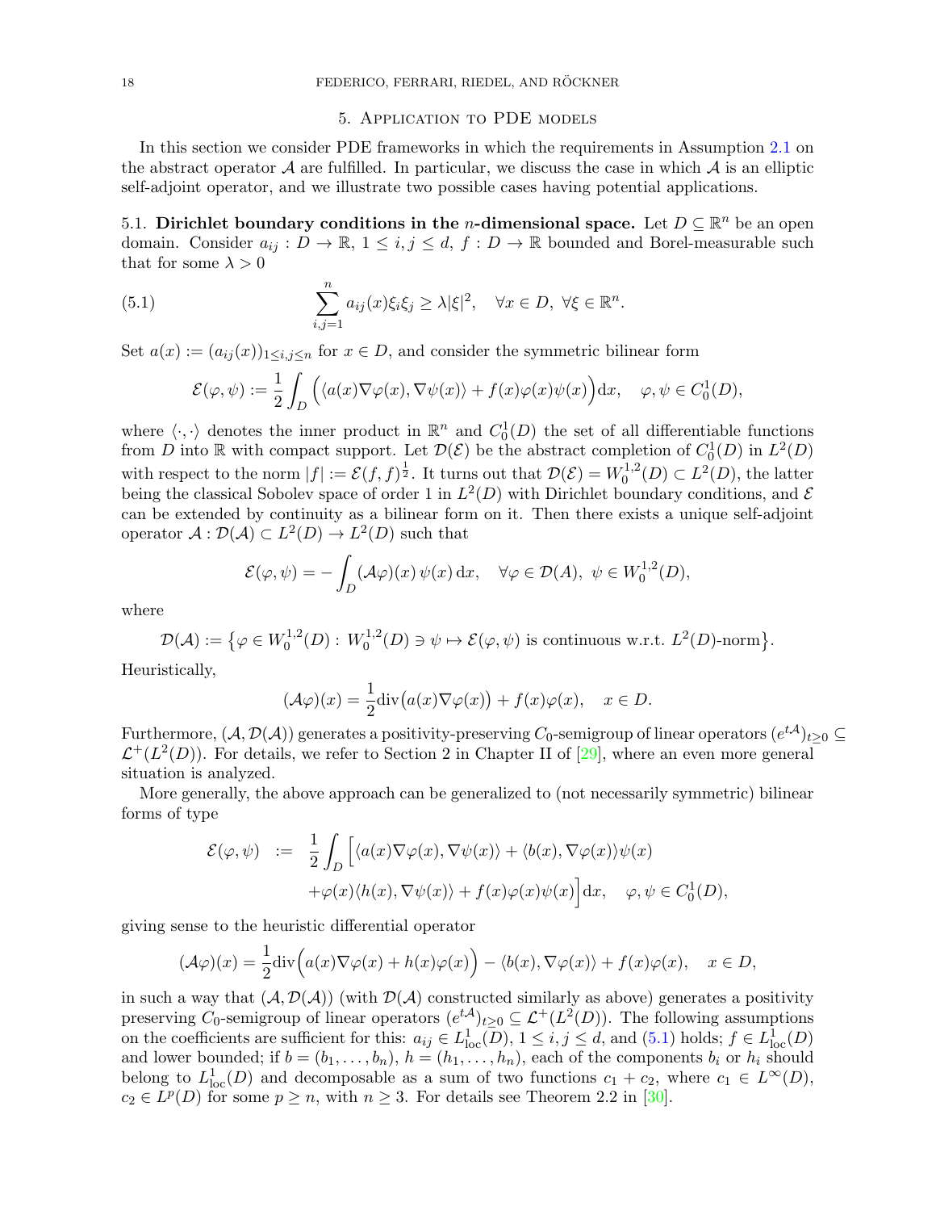## 5. Application to PDE models

In this section we consider PDE frameworks in which the requirements in Assumption 2.1 on the abstract operator $\mathcal{A}$ are fulfilled. In particular, we discuss the case in which $\mathcal{A}$ is an elliptic self-adjoint operator, and we illustrate two possible cases having potential applications.

### 5.1. Dirichlet boundary conditions in the $n$-dimensional space.

Let $D \subseteq \mathbb{R}^n$ be an open domain. Consider $a_{ij} : D \to \mathbb{R}$, $1 \le i, j \le d$, $f : D \to \mathbb{R}$ bounded and Borel-measurable such that for some $\lambda > 0$

$$\sum_{i,j=1}^{n} a_{ij}(x)\xi_i\xi_j \ge \lambda|\xi|^2, \quad \forall x \in D,\ \forall \xi \in \mathbb{R}^n. \tag{5.1}$$

Set $a(x) := (a_{ij}(x))_{1\le i,j\le n}$ for $x \in D$, and consider the symmetric bilinear form

$$\mathcal{E}(\varphi, \psi) := \frac{1}{2}\int_D \Big(\langle a(x)\nabla\varphi(x), \nabla\psi(x)\rangle + f(x)\varphi(x)\psi(x)\Big)\mathrm{d}x, \quad \varphi, \psi \in C_0^1(D),$$

where $\langle \cdot, \cdot \rangle$ denotes the inner product in $\mathbb{R}^n$ and $C_0^1(D)$ the set of all differentiable functions from $D$ into $\mathbb{R}$ with compact support. Let $\mathcal{D}(\mathcal{E})$ be the abstract completion of $C_0^1(D)$ in $L^2(D)$ with respect to the norm $|f| := \mathcal{E}(f, f)^{\frac{1}{2}}$. It turns out that $\mathcal{D}(\mathcal{E}) = W_0^{1,2}(D) \subset L^2(D)$, the latter being the classical Sobolev space of order 1 in $L^2(D)$ with Dirichlet boundary conditions, and $\mathcal{E}$ can be extended by continuity as a bilinear form on it. Then there exists a unique self-adjoint operator $\mathcal{A} : \mathcal{D}(\mathcal{A}) \subset L^2(D) \to L^2(D)$ such that

$$\mathcal{E}(\varphi, \psi) = -\int_D (\mathcal{A}\varphi)(x)\,\psi(x)\,\mathrm{d}x, \quad \forall \varphi \in \mathcal{D}(A),\ \psi \in W_0^{1,2}(D),$$

where

$$\mathcal{D}(\mathcal{A}) := \big\{\varphi \in W_0^{1,2}(D) : W_0^{1,2}(D) \ni \psi \mapsto \mathcal{E}(\varphi, \psi) \text{ is continuous w.r.t. } L^2(D)\text{-norm}\big\}.$$

Heuristically,

$$(\mathcal{A}\varphi)(x) = \frac{1}{2}\mathrm{div}\big(a(x)\nabla\varphi(x)\big) + f(x)\varphi(x), \quad x \in D.$$

Furthermore, $(\mathcal{A}, \mathcal{D}(\mathcal{A}))$ generates a positivity-preserving $C_0$-semigroup of linear operators $(e^{t\mathcal{A}})_{t\ge0} \subseteq \mathcal{L}^+(L^2(D))$. For details, we refer to Section 2 in Chapter II of [29], where an even more general situation is analyzed.

More generally, the above approach can be generalized to (not necessarily symmetric) bilinear forms of type

$$\begin{aligned}\mathcal{E}(\varphi, \psi) \ &:= \ \frac{1}{2}\int_D \Big[\langle a(x)\nabla\varphi(x), \nabla\psi(x)\rangle + \langle b(x), \nabla\varphi(x)\rangle\psi(x) \\ &\qquad +\varphi(x)\langle h(x), \nabla\psi(x)\rangle + f(x)\varphi(x)\psi(x)\Big]\mathrm{d}x, \quad \varphi, \psi \in C_0^1(D),\end{aligned}$$

giving sense to the heuristic differential operator

$$(\mathcal{A}\varphi)(x) = \frac{1}{2}\mathrm{div}\Big(a(x)\nabla\varphi(x) + h(x)\varphi(x)\Big) - \langle b(x), \nabla\varphi(x)\rangle + f(x)\varphi(x), \quad x \in D,$$

in such a way that $(\mathcal{A}, \mathcal{D}(\mathcal{A}))$ (with $\mathcal{D}(\mathcal{A})$ constructed similarly as above) generates a positivity preserving $C_0$-semigroup of linear operators $(e^{t\mathcal{A}})_{t\ge0} \subseteq \mathcal{L}^+(L^2(D))$. The following assumptions on the coefficients are sufficient for this: $a_{ij} \in L^1_{\mathrm{loc}}(D)$, $1 \le i, j \le d$, and (5.1) holds; $f \in L^1_{\mathrm{loc}}(D)$ and lower bounded; if $b = (b_1, \ldots, b_n)$, $h = (h_1, \ldots, h_n)$, each of the components $b_i$ or $h_i$ should belong to $L^1_{\mathrm{loc}}(D)$ and decomposable as a sum of two functions $c_1 + c_2$, where $c_1 \in L^\infty(D)$, $c_2 \in L^p(D)$ for some $p \ge n$, with $n \ge 3$. For details see Theorem 2.2 in [30].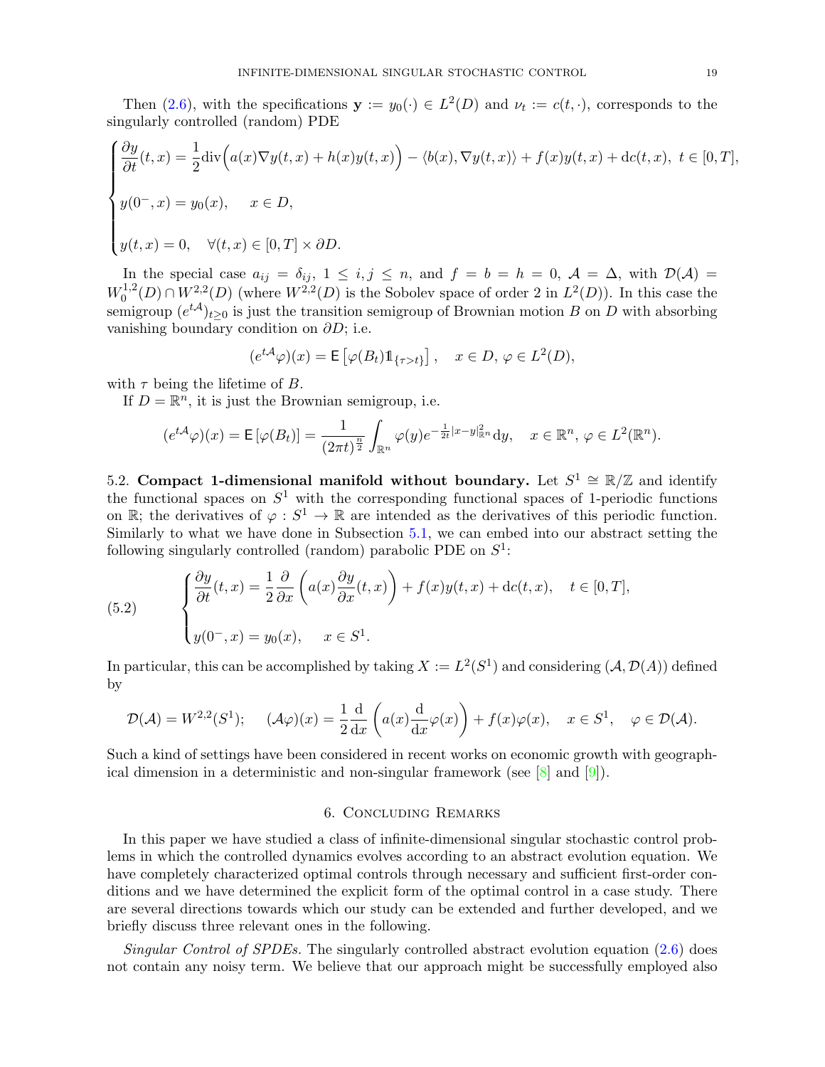Then (2.6), with the specifications $\mathbf{y} := y_0(\cdot) \in L^2(D)$ and $\nu_t := c(t,\cdot)$, corresponds to the singularly controlled (random) PDE

$$
\begin{cases}
\dfrac{\partial y}{\partial t}(t,x) = \dfrac{1}{2}\mathrm{div}\Big(a(x)\nabla y(t,x) + h(x)y(t,x)\Big) - \langle b(x), \nabla y(t,x)\rangle + f(x)y(t,x) + \mathrm{d}c(t,x),\ t \in [0,T], \\[2ex]
y(0^-,x) = y_0(x), \quad x \in D, \\[2ex]
y(t,x) = 0, \quad \forall (t,x) \in [0,T] \times \partial D.
\end{cases}
$$

In the special case $a_{ij} = \delta_{ij}$, $1 \leq i,j \leq n$, and $f = b = h = 0$, $\mathcal{A} = \Delta$, with $\mathcal{D}(\mathcal{A}) = W_0^{1,2}(D) \cap W^{2,2}(D)$ (where $W^{2,2}(D)$ is the Sobolev space of order 2 in $L^2(D)$). In this case the semigroup $(e^{t\mathcal{A}})_{t\geq 0}$ is just the transition semigroup of Brownian motion $B$ on $D$ with absorbing vanishing boundary condition on $\partial D$; i.e.

$$
(e^{t\mathcal{A}}\varphi)(x) = \mathsf{E}\left[\varphi(B_t)\mathbb{1}_{\{\tau > t\}}\right], \quad x \in D,\, \varphi \in L^2(D),
$$

with $\tau$ being the lifetime of $B$.

If $D = \mathbb{R}^n$, it is just the Brownian semigroup, i.e.

$$
(e^{t\mathcal{A}}\varphi)(x) = \mathsf{E}\left[\varphi(B_t)\right] = \frac{1}{(2\pi t)^{\frac{n}{2}}}\int_{\mathbb{R}^n} \varphi(y) e^{-\frac{1}{2t}|x-y|^2_{\mathbb{R}^n}}\mathrm{d}y, \quad x \in \mathbb{R}^n,\, \varphi \in L^2(\mathbb{R}^n).
$$

5.2. **Compact 1-dimensional manifold without boundary.** Let $S^1 \cong \mathbb{R}/\mathbb{Z}$ and identify the functional spaces on $S^1$ with the corresponding functional spaces of 1-periodic functions on $\mathbb{R}$; the derivatives of $\varphi : S^1 \to \mathbb{R}$ are intended as the derivatives of this periodic function. Similarly to what we have done in Subsection 5.1, we can embed into our abstract setting the following singularly controlled (random) parabolic PDE on $S^1$:

$$
\begin{cases}
\dfrac{\partial y}{\partial t}(t,x) = \dfrac{1}{2}\dfrac{\partial}{\partial x}\left(a(x)\dfrac{\partial y}{\partial x}(t,x)\right) + f(x)y(t,x) + \mathrm{d}c(t,x), \quad t \in [0,T], \\[2ex]
y(0^-,x) = y_0(x), \quad x \in S^1.
\end{cases}
\tag{5.2}
$$

In particular, this can be accomplished by taking $X := L^2(S^1)$ and considering $(\mathcal{A}, \mathcal{D}(A))$ defined by

$$
\mathcal{D}(\mathcal{A}) = W^{2,2}(S^1); \quad (\mathcal{A}\varphi)(x) = \frac{1}{2}\frac{\mathrm{d}}{\mathrm{d}x}\left(a(x)\frac{\mathrm{d}}{\mathrm{d}x}\varphi(x)\right) + f(x)\varphi(x), \quad x \in S^1, \quad \varphi \in \mathcal{D}(\mathcal{A}).
$$

Such a kind of settings have been considered in recent works on economic growth with geographical dimension in a deterministic and non-singular framework (see [8] and [9]).

## 6. Concluding Remarks

In this paper we have studied a class of infinite-dimensional singular stochastic control problems in which the controlled dynamics evolves according to an abstract evolution equation. We have completely characterized optimal controls through necessary and sufficient first-order conditions and we have determined the explicit form of the optimal control in a case study. There are several directions towards which our study can be extended and further developed, and we briefly discuss three relevant ones in the following.

*Singular Control of SPDEs.* The singularly controlled abstract evolution equation (2.6) does not contain any noisy term. We believe that our approach might be successfully employed also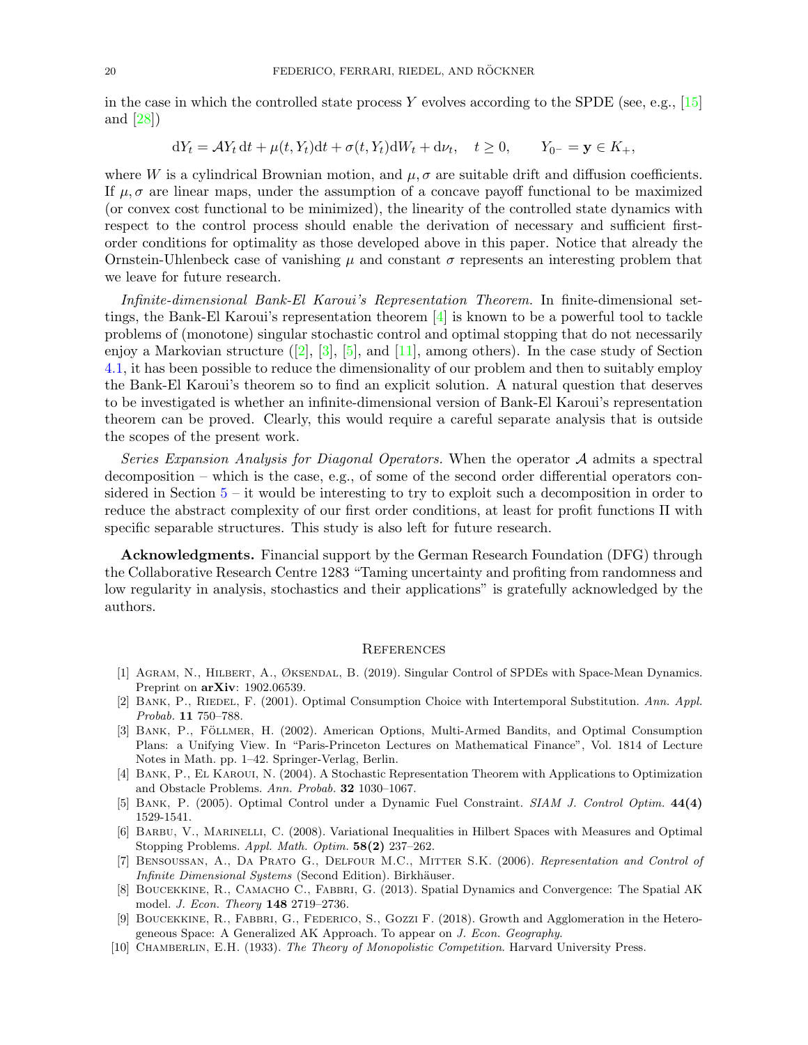in the case in which the controlled state process $Y$ evolves according to the SPDE (see, e.g., [15] and [28])

$$
\mathrm{d}Y_t = \mathcal{A}Y_t\,\mathrm{d}t + \mu(t, Y_t)\mathrm{d}t + \sigma(t, Y_t)\mathrm{d}W_t + \mathrm{d}\nu_t, \quad t \geq 0, \qquad Y_{0^-} = \mathbf{y} \in K_+,
$$

where $W$ is a cylindrical Brownian motion, and $\mu, \sigma$ are suitable drift and diffusion coefficients. If $\mu, \sigma$ are linear maps, under the assumption of a concave payoff functional to be maximized (or convex cost functional to be minimized), the linearity of the controlled state dynamics with respect to the control process should enable the derivation of necessary and sufficient first-order conditions for optimality as those developed above in this paper. Notice that already the Ornstein-Uhlenbeck case of vanishing $\mu$ and constant $\sigma$ represents an interesting problem that we leave for future research.

*Infinite-dimensional Bank-El Karoui's Representation Theorem.* In finite-dimensional settings, the Bank-El Karoui's representation theorem [4] is known to be a powerful tool to tackle problems of (monotone) singular stochastic control and optimal stopping that do not necessarily enjoy a Markovian structure ([2], [3], [5], and [11], among others). In the case study of Section 4.1, it has been possible to reduce the dimensionality of our problem and then to suitably employ the Bank-El Karoui's theorem so to find an explicit solution. A natural question that deserves to be investigated is whether an infinite-dimensional version of Bank-El Karoui's representation theorem can be proved. Clearly, this would require a careful separate analysis that is outside the scopes of the present work.

*Series Expansion Analysis for Diagonal Operators.* When the operator $\mathcal{A}$ admits a spectral decomposition – which is the case, e.g., of some of the second order differential operators considered in Section 5 – it would be interesting to try to exploit such a decomposition in order to reduce the abstract complexity of our first order conditions, at least for profit functions $\Pi$ with specific separable structures. This study is also left for future research.

**Acknowledgments.** Financial support by the German Research Foundation (DFG) through the Collaborative Research Centre 1283 "Taming uncertainty and profiting from randomness and low regularity in analysis, stochastics and their applications" is gratefully acknowledged by the authors.

## References

[1] Agram, N., Hilbert, A., Øksendal, B. (2019). Singular Control of SPDEs with Space-Mean Dynamics. Preprint on **arXiv**: 1902.06539.

[2] Bank, P., Riedel, F. (2001). Optimal Consumption Choice with Intertemporal Substitution. *Ann. Appl. Probab.* **11** 750–788.

[3] Bank, P., Föllmer, H. (2002). American Options, Multi-Armed Bandits, and Optimal Consumption Plans: a Unifying View. In "Paris-Princeton Lectures on Mathematical Finance", Vol. 1814 of Lecture Notes in Math. pp. 1–42. Springer-Verlag, Berlin.

[4] Bank, P., El Karoui, N. (2004). A Stochastic Representation Theorem with Applications to Optimization and Obstacle Problems. *Ann. Probab.* **32** 1030–1067.

[5] Bank, P. (2005). Optimal Control under a Dynamic Fuel Constraint. *SIAM J. Control Optim.* **44(4)** 1529-1541.

[6] Barbu, V., Marinelli, C. (2008). Variational Inequalities in Hilbert Spaces with Measures and Optimal Stopping Problems. *Appl. Math. Optim.* **58(2)** 237–262.

[7] Bensoussan, A., Da Prato G., Delfour M.C., Mitter S.K. (2006). *Representation and Control of Infinite Dimensional Systems* (Second Edition). Birkhäuser.

[8] Boucekkine, R., Camacho C., Fabbri, G. (2013). Spatial Dynamics and Convergence: The Spatial AK model. *J. Econ. Theory* **148** 2719–2736.

[9] Boucekkine, R., Fabbri, G., Federico, S., Gozzi F. (2018). Growth and Agglomeration in the Heterogeneous Space: A Generalized AK Approach. To appear on *J. Econ. Geography*.

[10] Chamberlin, E.H. (1933). *The Theory of Monopolistic Competition*. Harvard University Press.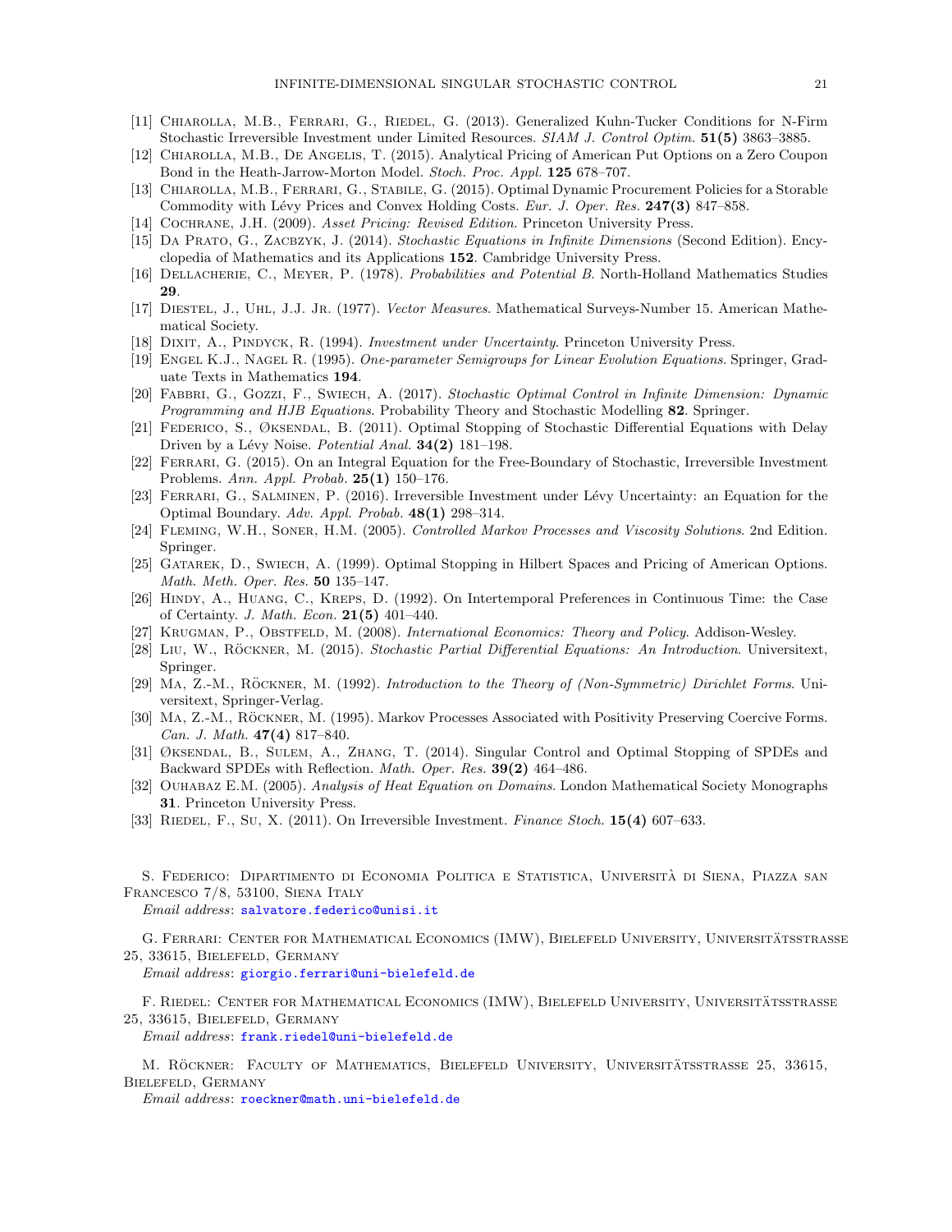[11] Chiarolla, M.B., Ferrari, G., Riedel, G. (2013). Generalized Kuhn-Tucker Conditions for N-Firm Stochastic Irreversible Investment under Limited Resources. *SIAM J. Control Optim.* **51(5)** 3863–3885.

[12] Chiarolla, M.B., De Angelis, T. (2015). Analytical Pricing of American Put Options on a Zero Coupon Bond in the Heath-Jarrow-Morton Model. *Stoch. Proc. Appl.* **125** 678–707.

[13] Chiarolla, M.B., Ferrari, G., Stabile, G. (2015). Optimal Dynamic Procurement Policies for a Storable Commodity with Lévy Prices and Convex Holding Costs. *Eur. J. Oper. Res.* **247(3)** 847–858.

[14] Cochrane, J.H. (2009). *Asset Pricing: Revised Edition*. Princeton University Press.

[15] Da Prato, G., Zacbzyk, J. (2014). *Stochastic Equations in Infinite Dimensions* (Second Edition). Encyclopedia of Mathematics and its Applications **152**. Cambridge University Press.

[16] Dellacherie, C., Meyer, P. (1978). *Probabilities and Potential B*. North-Holland Mathematics Studies **29**.

[17] Diestel, J., Uhl, J.J. Jr. (1977). *Vector Measures*. Mathematical Surveys-Number 15. American Mathematical Society.

[18] Dixit, A., Pindyck, R. (1994). *Investment under Uncertainty*. Princeton University Press.

[19] Engel K.J., Nagel R. (1995). *One-parameter Semigroups for Linear Evolution Equations*. Springer, Graduate Texts in Mathematics **194**.

[20] Fabbri, G., Gozzi, F., Swiech, A. (2017). *Stochastic Optimal Control in Infinite Dimension: Dynamic Programming and HJB Equations*. Probability Theory and Stochastic Modelling **82**. Springer.

[21] Federico, S., Øksendal, B. (2011). Optimal Stopping of Stochastic Differential Equations with Delay Driven by a Lévy Noise. *Potential Anal.* **34(2)** 181–198.

[22] Ferrari, G. (2015). On an Integral Equation for the Free-Boundary of Stochastic, Irreversible Investment Problems. *Ann. Appl. Probab.* **25(1)** 150–176.

[23] Ferrari, G., Salminen, P. (2016). Irreversible Investment under Lévy Uncertainty: an Equation for the Optimal Boundary. *Adv. Appl. Probab.* **48(1)** 298–314.

[24] Fleming, W.H., Soner, H.M. (2005). *Controlled Markov Processes and Viscosity Solutions*. 2nd Edition. Springer.

[25] Gatarek, D., Swiech, A. (1999). Optimal Stopping in Hilbert Spaces and Pricing of American Options. *Math. Meth. Oper. Res.* **50** 135–147.

[26] Hindy, A., Huang, C., Kreps, D. (1992). On Intertemporal Preferences in Continuous Time: the Case of Certainty. *J. Math. Econ.* **21(5)** 401–440.

[27] Krugman, P., Obstfeld, M. (2008). *International Economics: Theory and Policy*. Addison-Wesley.

[28] Liu, W., Röckner, M. (2015). *Stochastic Partial Differential Equations: An Introduction*. Universitext, Springer.

[29] Ma, Z.-M., Röckner, M. (1992). *Introduction to the Theory of (Non-Symmetric) Dirichlet Forms*. Universitext, Springer-Verlag.

[30] Ma, Z.-M., Röckner, M. (1995). Markov Processes Associated with Positivity Preserving Coercive Forms. *Can. J. Math.* **47(4)** 817–840.

[31] Øksendal, B., Sulem, A., Zhang, T. (2014). Singular Control and Optimal Stopping of SPDEs and Backward SPDEs with Reflection. *Math. Oper. Res.* **39(2)** 464–486.

[32] Ouhabaz E.M. (2005). *Analysis of Heat Equation on Domains*. London Mathematical Society Monographs **31**. Princeton University Press.

[33] Riedel, F., Su, X. (2011). On Irreversible Investment. *Finance Stoch.* **15(4)** 607–633.

S. Federico: Dipartimento di Economia Politica e Statistica, Università di Siena, Piazza san Francesco 7/8, 53100, Siena Italy

*Email address*: salvatore.federico@unisi.it

G. Ferrari: Center for Mathematical Economics (IMW), Bielefeld University, Universitätsstrasse 25, 33615, Bielefeld, Germany

*Email address*: giorgio.ferrari@uni-bielefeld.de

F. Riedel: Center for Mathematical Economics (IMW), Bielefeld University, Universitätsstrasse 25, 33615, Bielefeld, Germany

*Email address*: frank.riedel@uni-bielefeld.de

M. Röckner: Faculty of Mathematics, Bielefeld University, Universitätsstrasse 25, 33615, Bielefeld, Germany

*Email address*: roeckner@math.uni-bielefeld.de